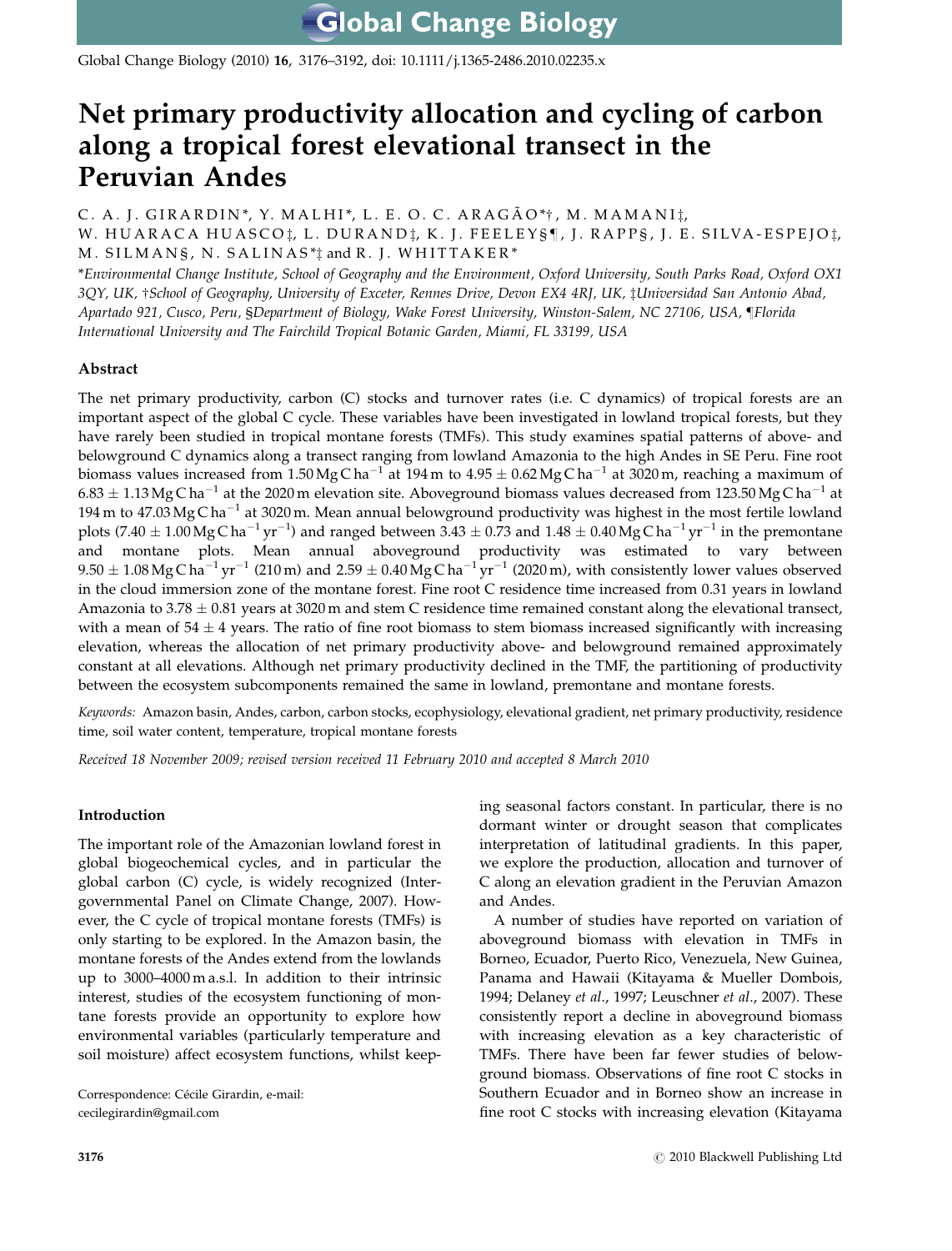# Net primary productivity allocation and cycling of carbon along a tropical forest elevational transect in the Peruvian Andes

C. A. J. GIRARDIN*, Y. MALHI*, L. E. O. C. ARAGÃO*†, M. MAMANI‡, W. HUARACA HUASCO‡, L. DURAND‡, K. J. FEELEY§¶, J. RAPP§, J. E. SILVA-ESPEJO‡, M. SILMAN§, N. SALINAS*‡ and R. J. WHITTAKER*

*Environmental Change Institute, School of Geography and the Environment, Oxford University, South Parks Road, Oxford OX1 3QY, UK, †School of Geography, University of Exceter, Rennes Drive, Devon EX4 4RJ, UK, ‡Universidad San Antonio Abad, Apartado 921, Cusco, Peru, §Department of Biology, Wake Forest University, Winston-Salem, NC 27106, USA, ¶Florida International University and The Fairchild Tropical Botanic Garden, Miami, FL 33199, USA*

## Abstract

The net primary productivity, carbon (C) stocks and turnover rates (i.e. C dynamics) of tropical forests are an important aspect of the global C cycle. These variables have been investigated in lowland tropical forests, but they have rarely been studied in tropical montane forests (TMFs). This study examines spatial patterns of above- and belowground C dynamics along a transect ranging from lowland Amazonia to the high Andes in SE Peru. Fine root biomass values increased from 1.50 Mg C ha$^{-1}$ at 194 m to 4.95 $\pm$ 0.62 Mg C ha$^{-1}$ at 3020 m, reaching a maximum of 6.83 $\pm$ 1.13 Mg C ha$^{-1}$ at the 2020 m elevation site. Aboveground biomass values decreased from 123.50 Mg C ha$^{-1}$ at 194 m to 47.03 Mg C ha$^{-1}$ at 3020 m. Mean annual belowground productivity was highest in the most fertile lowland plots (7.40 $\pm$ 1.00 Mg C ha$^{-1}$ yr$^{-1}$) and ranged between 3.43 $\pm$ 0.73 and 1.48 $\pm$ 0.40 Mg C ha$^{-1}$ yr$^{-1}$ in the premontane and montane plots. Mean annual aboveground productivity was estimated to vary between 9.50 $\pm$ 1.08 Mg C ha$^{-1}$ yr$^{-1}$ (210 m) and 2.59 $\pm$ 0.40 Mg C ha$^{-1}$ yr$^{-1}$ (2020 m), with consistently lower values observed in the cloud immersion zone of the montane forest. Fine root C residence time increased from 0.31 years in lowland Amazonia to 3.78 $\pm$ 0.81 years at 3020 m and stem C residence time remained constant along the elevational transect, with a mean of 54 $\pm$ 4 years. The ratio of fine root biomass to stem biomass increased significantly with increasing elevation, whereas the allocation of net primary productivity above- and belowground remained approximately constant at all elevations. Although net primary productivity declined in the TMF, the partitioning of productivity between the ecosystem subcomponents remained the same in lowland, premontane and montane forests.

*Keywords:* Amazon basin, Andes, carbon, carbon stocks, ecophysiology, elevational gradient, net primary productivity, residence time, soil water content, temperature, tropical montane forests

*Received 18 November 2009; revised version received 11 February 2010 and accepted 8 March 2010*

## Introduction

The important role of the Amazonian lowland forest in global biogeochemical cycles, and in particular the global carbon (C) cycle, is widely recognized (Intergovernmental Panel on Climate Change, 2007). However, the C cycle of tropical montane forests (TMFs) is only starting to be explored. In the Amazon basin, the montane forests of the Andes extend from the lowlands up to 3000–4000 m a.s.l. In addition to their intrinsic interest, studies of the ecosystem functioning of montane forests provide an opportunity to explore how environmental variables (particularly temperature and soil moisture) affect ecosystem functions, whilst keeping seasonal factors constant. In particular, there is no dormant winter or drought season that complicates interpretation of latitudinal gradients. In this paper, we explore the production, allocation and turnover of C along an elevation gradient in the Peruvian Amazon and Andes.

A number of studies have reported on variation of aboveground biomass with elevation in TMFs in Borneo, Ecuador, Puerto Rico, Venezuela, New Guinea, Panama and Hawaii (Kitayama & Mueller Dombois, 1994; Delaney *et al.*, 1997; Leuschner *et al.*, 2007). These consistently report a decline in aboveground biomass with increasing elevation as a key characteristic of TMFs. There have been far fewer studies of belowground biomass. Observations of fine root C stocks in Southern Ecuador and in Borneo show an increase in fine root C stocks with increasing elevation (Kitayama

Correspondence: Cécile Girardin, e-mail: cecilegirardin@gmail.com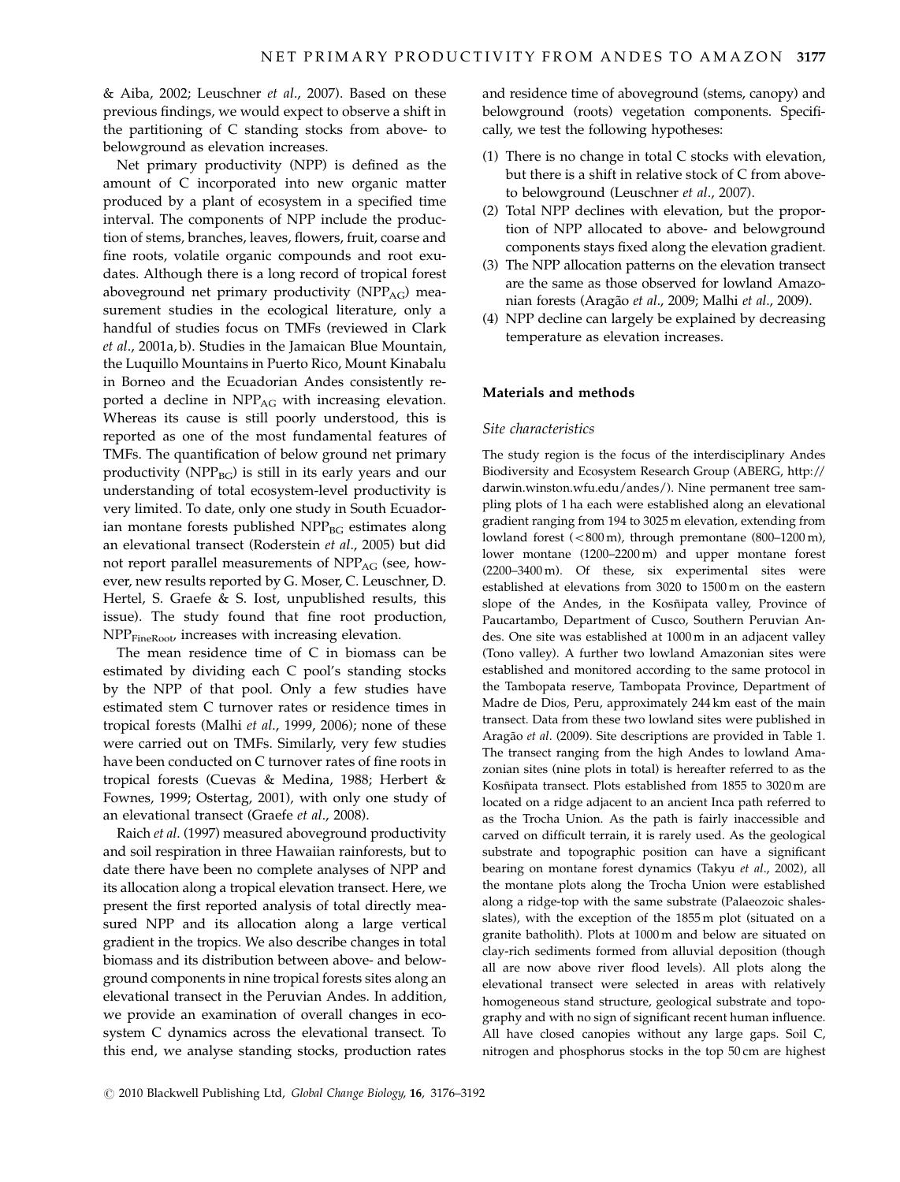& Aiba, 2002; Leuschner *et al*., 2007). Based on these previous findings, we would expect to observe a shift in the partitioning of C standing stocks from above- to belowground as elevation increases.

Net primary productivity (NPP) is defined as the amount of C incorporated into new organic matter produced by a plant of ecosystem in a specified time interval. The components of NPP include the production of stems, branches, leaves, flowers, fruit, coarse and fine roots, volatile organic compounds and root exudates. Although there is a long record of tropical forest aboveground net primary productivity ($NPP_{AG}$) measurement studies in the ecological literature, only a handful of studies focus on TMFs (reviewed in Clark *et al*., 2001a, b). Studies in the Jamaican Blue Mountain, the Luquillo Mountains in Puerto Rico, Mount Kinabalu in Borneo and the Ecuadorian Andes consistently reported a decline in $NPP_{AG}$ with increasing elevation. Whereas its cause is still poorly understood, this is reported as one of the most fundamental features of TMFs. The quantification of below ground net primary productivity ($NPP_{BG}$) is still in its early years and our understanding of total ecosystem-level productivity is very limited. To date, only one study in South Ecuadorian montane forests published $NPP_{BG}$ estimates along an elevational transect (Roderstein *et al*., 2005) but did not report parallel measurements of $NPP_{AG}$ (see, however, new results reported by G. Moser, C. Leuschner, D. Hertel, S. Graefe & S. Iost, unpublished results, this issue). The study found that fine root production, $NPP_{FineRoot}$, increases with increasing elevation.

The mean residence time of C in biomass can be estimated by dividing each C pool's standing stocks by the NPP of that pool. Only a few studies have estimated stem C turnover rates or residence times in tropical forests (Malhi *et al*., 1999, 2006); none of these were carried out on TMFs. Similarly, very few studies have been conducted on C turnover rates of fine roots in tropical forests (Cuevas & Medina, 1988; Herbert & Fownes, 1999; Ostertag, 2001), with only one study of an elevational transect (Graefe *et al*., 2008).

Raich *et al*. (1997) measured aboveground productivity and soil respiration in three Hawaiian rainforests, but to date there have been no complete analyses of NPP and its allocation along a tropical elevation transect. Here, we present the first reported analysis of total directly measured NPP and its allocation along a large vertical gradient in the tropics. We also describe changes in total biomass and its distribution between above- and belowground components in nine tropical forests sites along an elevational transect in the Peruvian Andes. In addition, we provide an examination of overall changes in ecosystem C dynamics across the elevational transect. To this end, we analyse standing stocks, production rates and residence time of aboveground (stems, canopy) and belowground (roots) vegetation components. Specifically, we test the following hypotheses:

1. There is no change in total C stocks with elevation, but there is a shift in relative stock of C from above- to belowground (Leuschner *et al*., 2007).
2. Total NPP declines with elevation, but the proportion of NPP allocated to above- and belowground components stays fixed along the elevation gradient.
3. The NPP allocation patterns on the elevation transect are the same as those observed for lowland Amazonian forests (Aragão *et al*., 2009; Malhi *et al*., 2009).
4. NPP decline can largely be explained by decreasing temperature as elevation increases.

## Materials and methods

### Site characteristics

The study region is the focus of the interdisciplinary Andes Biodiversity and Ecosystem Research Group (ABERG, http://darwin.winston.wfu.edu/andes/). Nine permanent tree sampling plots of 1 ha each were established along an elevational gradient ranging from 194 to 3025 m elevation, extending from lowland forest (<800 m), through premontane (800–1200 m), lower montane (1200–2200 m) and upper montane forest (2200–3400 m). Of these, six experimental sites were established at elevations from 3020 to 1500 m on the eastern slope of the Andes, in the Kosñipata valley, Province of Paucartambo, Department of Cusco, Southern Peruvian Andes. One site was established at 1000 m in an adjacent valley (Tono valley). A further two lowland Amazonian sites were established and monitored according to the same protocol in the Tambopata reserve, Tambopata Province, Department of Madre de Dios, Peru, approximately 244 km east of the main transect. Data from these two lowland sites were published in Aragão *et al*. (2009). Site descriptions are provided in Table 1. The transect ranging from the high Andes to lowland Amazonian sites (nine plots in total) is hereafter referred to as the Kosñipata transect. Plots established from 1855 to 3020 m are located on a ridge adjacent to an ancient Inca path referred to as the Trocha Union. As the path is fairly inaccessible and carved on difficult terrain, it is rarely used. As the geological substrate and topographic position can have a significant bearing on montane forest dynamics (Takyu *et al*., 2002), all the montane plots along the Trocha Union were established along a ridge-top with the same substrate (Palaeozoic shales-slates), with the exception of the 1855 m plot (situated on a granite batholith). Plots at 1000 m and below are situated on clay-rich sediments formed from alluvial deposition (though all are now above river flood levels). All plots along the elevational transect were selected in areas with relatively homogeneous stand structure, geological substrate and topography and with no sign of significant recent human influence. All have closed canopies without any large gaps. Soil C, nitrogen and phosphorus stocks in the top 50 cm are highest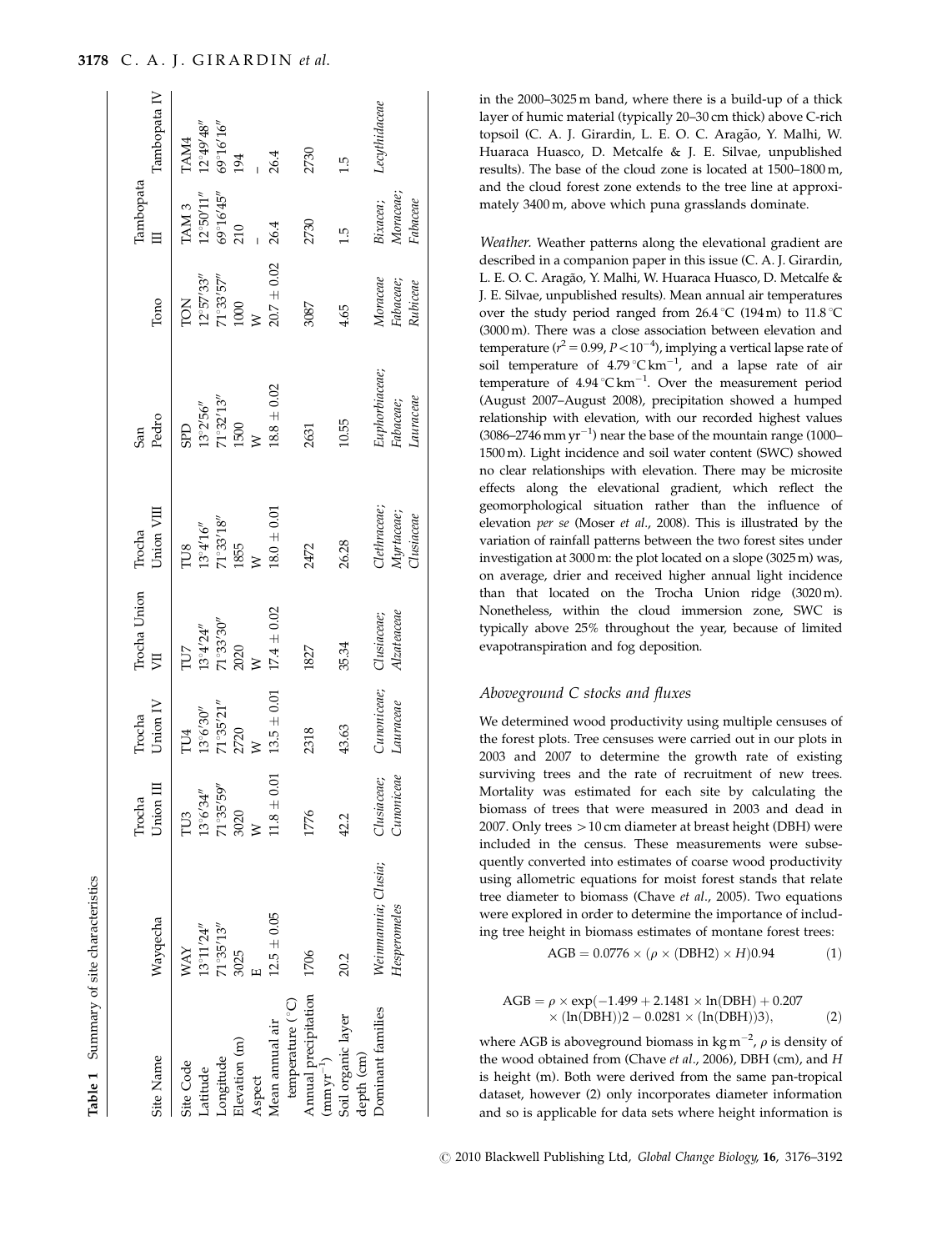**Table 1** Summary of site characteristics

| Site Name | Wayqecha | Trocha Union III | Trocha Union IV | Trocha Union VII | Trocha Union VIII | San Pedro | Tono | Tambopata III | Tambopata IV |
|---|---|---|---|---|---|---|---|---|---|
| Site Code | WAY | TU3 | TU4 | TU7 | TU8 | SPD | TON | TAM 3 | TAM4 |
| Latitude | 13°11′24″ | 13°6′34″ | 13°6′30″ | 13°4′24″ | 13°4′16″ | 13°2′56″ | 12°57′33″ | 12°50′11″ | 12°49′48″ |
| Longitude | 71°35′13″ | 71°35′59″ | 71°35′21″ | 71°33′30″ | 71°33′18″ | 71°32′13″ | 71°33′57″ | 69°16′45″ | 69°16′16″ |
| Elevation (m) | 3025 | 3020 | 2720 | 2020 | 1855 | 1500 | 1000 | 210 | 194 |
| Aspect | E | W | W | W | W | W | W | – | – |
| Mean annual air temperature (°C) | 12.5 ± 0.05 | 11.8 ± 0.01 | 13.5 ± 0.01 | 17.4 ± 0.02 | 18.0 ± 0.01 | 18.8 ± 0.02 | 20.7 ± 0.02 | 26.4 | 26.4 |
| Annual precipitation ($\mathrm{mm\,yr^{-1}}$) | 1706 | 1776 | 2318 | 1827 | 2472 | 2631 | 3087 | 2730 | 2730 |
| Soil organic layer depth (cm) | 20.2 | 42.2 | 43.63 | 35.34 | 26.28 | 10.55 | 4.65 | 1.5 | 1.5 |
| Dominant families | *Weinmannia*; *Clusia*; *Hesperomeles* | *Clusiaceae*; *Cunoniceae* | *Cunoniceae*; *Lauraceae* | *Clusiaceae*; *Alzateaceae* | *Clethraceae*; *Myrtaceae*; *Clusiaceae* | *Euphorbiaceae*; *Fabaceae*; *Lauraceae* | *Moraceae*; *Fabaceae*; *Rubiceae* | *Bixacea*; *Moraceae*; *Fabaceae* | *Lecythidaceae* |

in the 2000–3025 m band, where there is a build-up of a thick layer of humic material (typically 20–30 cm thick) above C-rich topsoil (C. A. J. Girardin, L. E. O. C. Aragão, Y. Malhi, W. Huaraca Huasco, D. Metcalfe & J. E. Silvae, unpublished results). The base of the cloud zone is located at 1500–1800 m, and the cloud forest zone extends to the tree line at approximately 3400 m, above which puna grasslands dominate.

*Weather.* Weather patterns along the elevational gradient are described in a companion paper in this issue (C. A. J. Girardin, L. E. O. C. Aragão, Y. Malhi, W. Huaraca Huasco, D. Metcalfe & J. E. Silvae, unpublished results). Mean annual air temperatures over the study period ranged from 26.4 °C (194 m) to 11.8 °C (3000 m). There was a close association between elevation and temperature ($r^2 = 0.99$, $P < 10^{-4}$), implying a vertical lapse rate of soil temperature of $4.79\,^{\circ}\mathrm{C\,km^{-1}}$, and a lapse rate of air temperature of $4.94\,^{\circ}\mathrm{C\,km^{-1}}$. Over the measurement period (August 2007–August 2008), precipitation showed a humped relationship with elevation, with our recorded highest values ($3086–2746\,\mathrm{mm\,yr^{-1}}$) near the base of the mountain range (1000–1500 m). Light incidence and soil water content (SWC) showed no clear relationships with elevation. There may be microsite effects along the elevational gradient, which reflect the geomorphological situation rather than the influence of elevation *per se* (Moser *et al*., 2008). This is illustrated by the variation of rainfall patterns between the two forest sites under investigation at 3000 m: the plot located on a slope (3025 m) was, on average, drier and received higher annual light incidence than that located on the Trocha Union ridge (3020 m). Nonetheless, within the cloud immersion zone, SWC is typically above 25% throughout the year, because of limited evapotranspiration and fog deposition.

### Aboveground C stocks and fluxes

We determined wood productivity using multiple censuses of the forest plots. Tree censuses were carried out in our plots in 2003 and 2007 to determine the growth rate of existing surviving trees and the rate of recruitment of new trees. Mortality was estimated for each site by calculating the biomass of trees that were measured in 2003 and dead in 2007. Only trees >10 cm diameter at breast height (DBH) were included in the census. These measurements were subsequently converted into estimates of coarse wood productivity using allometric equations for moist forest stands that relate tree diameter to biomass (Chave *et al*., 2005). Two equations were explored in order to determine the importance of including tree height in biomass estimates of montane forest trees:

$$\mathrm{AGB} = 0.0776 \times (\rho \times (\mathrm{DBH2}) \times H)0.94 \tag{1}$$

$$\mathrm{AGB} = \rho \times \exp(-1.499 + 2.1481 \times \ln(\mathrm{DBH}) + 0.207 \times (\ln(\mathrm{DBH}))2 - 0.0281 \times (\ln(\mathrm{DBH}))3), \tag{2}$$

where AGB is aboveground biomass in $\mathrm{kg\,m^{-2}}$, $\rho$ is density of the wood obtained from (Chave *et al*., 2006), DBH (cm), and $H$ is height (m). Both were derived from the same pan-tropical dataset, however (2) only incorporates diameter information and so is applicable for data sets where height information is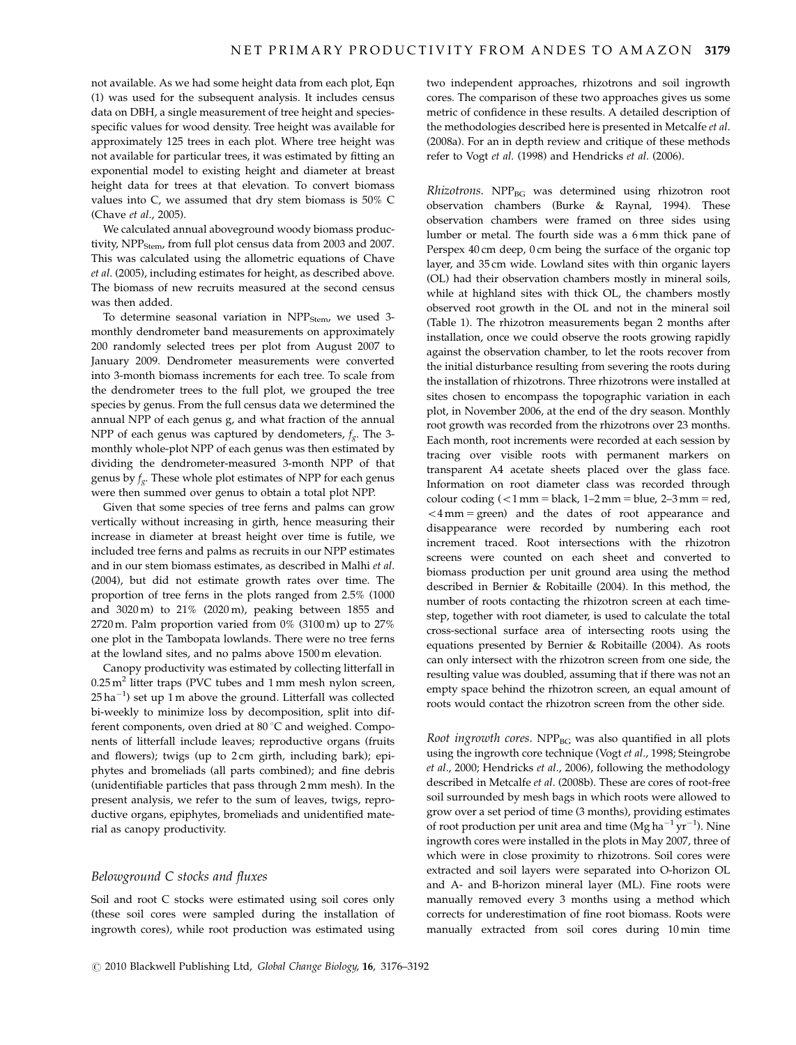not available. As we had some height data from each plot, Eqn (1) was used for the subsequent analysis. It includes census data on DBH, a single measurement of tree height and species-specific values for wood density. Tree height was available for approximately 125 trees in each plot. Where tree height was not available for particular trees, it was estimated by fitting an exponential model to existing height and diameter at breast height data for trees at that elevation. To convert biomass values into C, we assumed that dry stem biomass is 50% C (Chave *et al.*, 2005).

We calculated annual aboveground woody biomass productivity, $NPP_{Stem}$, from full plot census data from 2003 and 2007. This was calculated using the allometric equations of Chave *et al.* (2005), including estimates for height, as described above. The biomass of new recruits measured at the second census was then added.

To determine seasonal variation in $NPP_{Stem}$, we used 3-monthly dendrometer band measurements on approximately 200 randomly selected trees per plot from August 2007 to January 2009. Dendrometer measurements were converted into 3-month biomass increments for each tree. To scale from the dendrometer trees to the full plot, we grouped the tree species by genus. From the full census data we determined the annual NPP of each genus g, and what fraction of the annual NPP of each genus was captured by dendrometers, $f_g$. The 3-monthly whole-plot NPP of each genus was then estimated by dividing the dendrometer-measured 3-month NPP of that genus by $f_g$. These whole plot estimates of NPP for each genus were then summed over genus to obtain a total plot NPP.

Given that some species of tree ferns and palms can grow vertically without increasing in girth, hence measuring their increase in diameter at breast height over time is futile, we included tree ferns and palms as recruits in our NPP estimates and in our stem biomass estimates, as described in Malhi *et al.* (2004), but did not estimate growth rates over time. The proportion of tree ferns in the plots ranged from 2.5% (1000 and 3020 m) to 21% (2020 m), peaking between 1855 and 2720 m. Palm proportion varied from 0% (3100 m) up to 27% one plot in the Tambopata lowlands. There were no tree ferns at the lowland sites, and no palms above 1500 m elevation.

Canopy productivity was estimated by collecting litterfall in $0.25\,m^2$ litter traps (PVC tubes and 1 mm mesh nylon screen, $25\,ha^{-1}$) set up 1 m above the ground. Litterfall was collected bi-weekly to minimize loss by decomposition, split into different components, oven dried at 80 °C and weighed. Components of litterfall include leaves; reproductive organs (fruits and flowers); twigs (up to 2 cm girth, including bark); epiphytes and bromeliads (all parts combined); and fine debris (unidentifiable particles that pass through 2 mm mesh). In the present analysis, we refer to the sum of leaves, twigs, reproductive organs, epiphytes, bromeliads and unidentified material as canopy productivity.

### Belowground C stocks and fluxes

Soil and root C stocks were estimated using soil cores only (these soil cores were sampled during the installation of ingrowth cores), while root production was estimated using two independent approaches, rhizotrons and soil ingrowth cores. The comparison of these two approaches gives us some metric of confidence in these results. A detailed description of the methodologies described here is presented in Metcalfe *et al.* (2008a). For an in depth review and critique of these methods refer to Vogt *et al.* (1998) and Hendricks *et al.* (2006).

*Rhizotrons.* $NPP_{BG}$ was determined using rhizotron root observation chambers (Burke & Raynal, 1994). These observation chambers were framed on three sides using lumber or metal. The fourth side was a 6 mm thick pane of Perspex 40 cm deep, 0 cm being the surface of the organic top layer, and 35 cm wide. Lowland sites with thin organic layers (OL) had their observation chambers mostly in mineral soils, while at highland sites with thick OL, the chambers mostly observed root growth in the OL and not in the mineral soil (Table 1). The rhizotron measurements began 2 months after installation, once we could observe the roots growing rapidly against the observation chamber, to let the roots recover from the initial disturbance resulting from severing the roots during the installation of rhizotrons. Three rhizotrons were installed at sites chosen to encompass the topographic variation in each plot, in November 2006, at the end of the dry season. Monthly root growth was recorded from the rhizotrons over 23 months. Each month, root increments were recorded at each session by tracing over visible roots with permanent markers on transparent A4 acetate sheets placed over the glass face. Information on root diameter class was recorded through colour coding (<1 mm = black, 1–2 mm = blue, 2–3 mm = red, <4 mm = green) and the dates of root appearance and disappearance were recorded by numbering each root increment traced. Root intersections with the rhizotron screens were counted on each sheet and converted to biomass production per unit ground area using the method described in Bernier & Robitaille (2004). In this method, the number of roots contacting the rhizotron screen at each time-step, together with root diameter, is used to calculate the total cross-sectional surface area of intersecting roots using the equations presented by Bernier & Robitaille (2004). As roots can only intersect with the rhizotron screen from one side, the resulting value was doubled, assuming that if there was not an empty space behind the rhizotron screen, an equal amount of roots would contact the rhizotron screen from the other side.

*Root ingrowth cores.* $NPP_{BG}$ was also quantified in all plots using the ingrowth core technique (Vogt *et al.*, 1998; Steingrobe *et al.*, 2000; Hendricks *et al.*, 2006), following the methodology described in Metcalfe *et al.* (2008b). These are cores of root-free soil surrounded by mesh bags in which roots were allowed to grow over a set period of time (3 months), providing estimates of root production per unit area and time ($Mg\,ha^{-1}\,yr^{-1}$). Nine ingrowth cores were installed in the plots in May 2007, three of which were in close proximity to rhizotrons. Soil cores were extracted and soil layers were separated into O-horizon OL and A- and B-horizon mineral layer (ML). Fine roots were manually removed every 3 months using a method which corrects for underestimation of fine root biomass. Roots were manually extracted from soil cores during 10 min time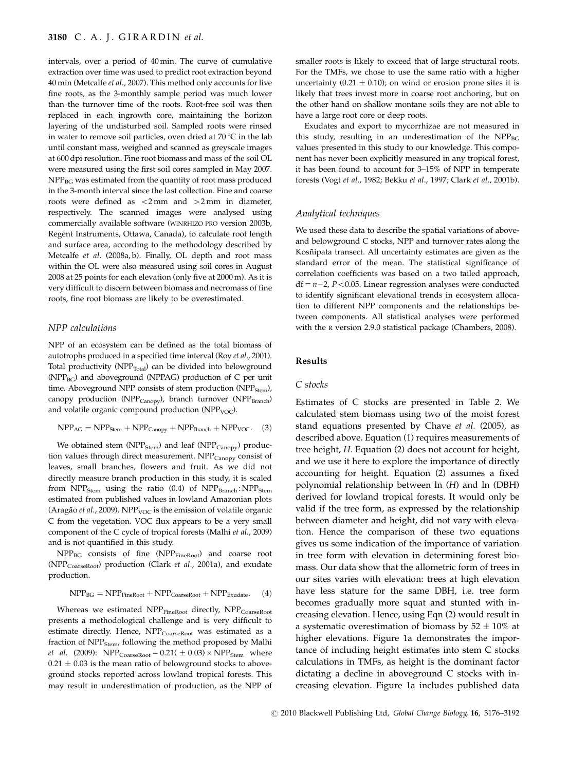intervals, over a period of 40 min. The curve of cumulative extraction over time was used to predict root extraction beyond 40 min (Metcalfe *et al.*, 2007). This method only accounts for live fine roots, as the 3-monthly sample period was much lower than the turnover time of the roots. Root-free soil was then replaced in each ingrowth core, maintaining the horizon layering of the undisturbed soil. Sampled roots were rinsed in water to remove soil particles, oven dried at 70 °C in the lab until constant mass, weighed and scanned as greyscale images at 600 dpi resolution. Fine root biomass and mass of the soil OL were measured using the first soil cores sampled in May 2007. $NPP_{BG}$ was estimated from the quantity of root mass produced in the 3-month interval since the last collection. Fine and coarse roots were defined as <2 mm and >2 mm in diameter, respectively. The scanned images were analysed using commercially available software (WINRHIZO PRO version 2003b, Regent Instruments, Ottawa, Canada), to calculate root length and surface area, according to the methodology described by Metcalfe *et al.* (2008a, b). Finally, OL depth and root mass within the OL were also measured using soil cores in August 2008 at 25 points for each elevation (only five at 2000 m). As it is very difficult to discern between biomass and necromass of fine roots, fine root biomass are likely to be overestimated.

### *NPP calculations*

NPP of an ecosystem can be defined as the total biomass of autotrophs produced in a specified time interval (Roy *et al.*, 2001). Total productivity ($NPP_{Total}$) can be divided into belowground ($NPP_{BG}$) and aboveground (NPPAG) production of C per unit time. Aboveground NPP consists of stem production ($NPP_{Stem}$), canopy production ($NPP_{Canopy}$), branch turnover ($NPP_{Branch}$) and volatile organic compound production ($NPP_{VOC}$).

$$NPP_{AG} = NPP_{Stem} + NPP_{Canopy} + NPP_{Branch} + NPP_{VOC}. \quad (3)$$

We obtained stem ($NPP_{Stem}$) and leaf ($NPP_{Canopy}$) production values through direct measurement. $NPP_{Canopy}$ consist of leaves, small branches, flowers and fruit. As we did not directly measure branch production in this study, it is scaled from $NPP_{Stem}$ using the ratio (0.4) of $NPP_{Branch}$ : $NPP_{Stem}$ estimated from published values in lowland Amazonian plots (Aragão *et al.*, 2009). $NPP_{VOC}$ is the emission of volatile organic C from the vegetation. VOC flux appears to be a very small component of the C cycle of tropical forests (Malhi *et al.*, 2009) and is not quantified in this study.

$NPP_{BG}$ consists of fine ($NPP_{FineRoot}$) and coarse root ($NPP_{CoarseRoot}$) production (Clark *et al.*, 2001a), and exudate production.

$$NPP_{BG} = NPP_{FineRoot} + NPP_{CoarseRoot} + NPP_{Exudate}. \quad (4)$$

Whereas we estimated $NPP_{FineRoot}$ directly, $NPP_{CoarseRoot}$ presents a methodological challenge and is very difficult to estimate directly. Hence, $NPP_{CoarseRoot}$ was estimated as a fraction of $NPP_{Stem}$, following the method proposed by Malhi *et al.* (2009): $NPP_{CoarseRoot} = 0.21(\pm 0.03) \times NPP_{Stem}$ where $0.21 \pm 0.03$ is the mean ratio of belowground stocks to aboveground stocks reported across lowland tropical forests. This may result in underestimation of production, as the NPP of smaller roots is likely to exceed that of large structural roots. For the TMFs, we chose to use the same ratio with a higher uncertainty ($0.21 \pm 0.10$); on wind or erosion prone sites it is likely that trees invest more in coarse root anchoring, but on the other hand on shallow montane soils they are not able to have a large root core or deep roots.

Exudates and export to mycorrhizae are not measured in this study, resulting in an underestimation of the $NPP_{BG}$ values presented in this study to our knowledge. This component has never been explicitly measured in any tropical forest, it has been found to account for 3–15% of NPP in temperate forests (Vogt *et al.*, 1982; Bekku *et al.*, 1997; Clark *et al.*, 2001b).

### *Analytical techniques*

We used these data to describe the spatial variations of above- and belowground C stocks, NPP and turnover rates along the Kosñipata transect. All uncertainty estimates are given as the standard error of the mean. The statistical significance of correlation coefficients was based on a two tailed approach, $df = n-2$, $P < 0.05$. Linear regression analyses were conducted to identify significant elevational trends in ecosystem allocation to different NPP components and the relationships between components. All statistical analyses were performed with the R version 2.9.0 statistical package (Chambers, 2008).

## Results

### *C stocks*

Estimates of C stocks are presented in Table 2. We calculated stem biomass using two of the moist forest stand equations presented by Chave *et al.* (2005), as described above. Equation (1) requires measurements of tree height, *H*. Equation (2) does not account for height, and we use it here to explore the importance of directly accounting for height. Equation (2) assumes a fixed polynomial relationship between ln (*H*) and ln (DBH) derived for lowland tropical forests. It would only be valid if the tree form, as expressed by the relationship between diameter and height, did not vary with elevation. Hence the comparison of these two equations gives us some indication of the importance of variation in tree form with elevation in determining forest biomass. Our data show that the allometric form of trees in our sites varies with elevation: trees at high elevation have less stature for the same DBH, i.e. tree form becomes gradually more squat and stunted with increasing elevation. Hence, using Eqn (2) would result in a systematic overestimation of biomass by 52 ± 10% at higher elevations. Figure 1a demonstrates the importance of including height estimates into stem C stocks calculations in TMFs, as height is the dominant factor dictating a decline in aboveground C stocks with increasing elevation. Figure 1a includes published data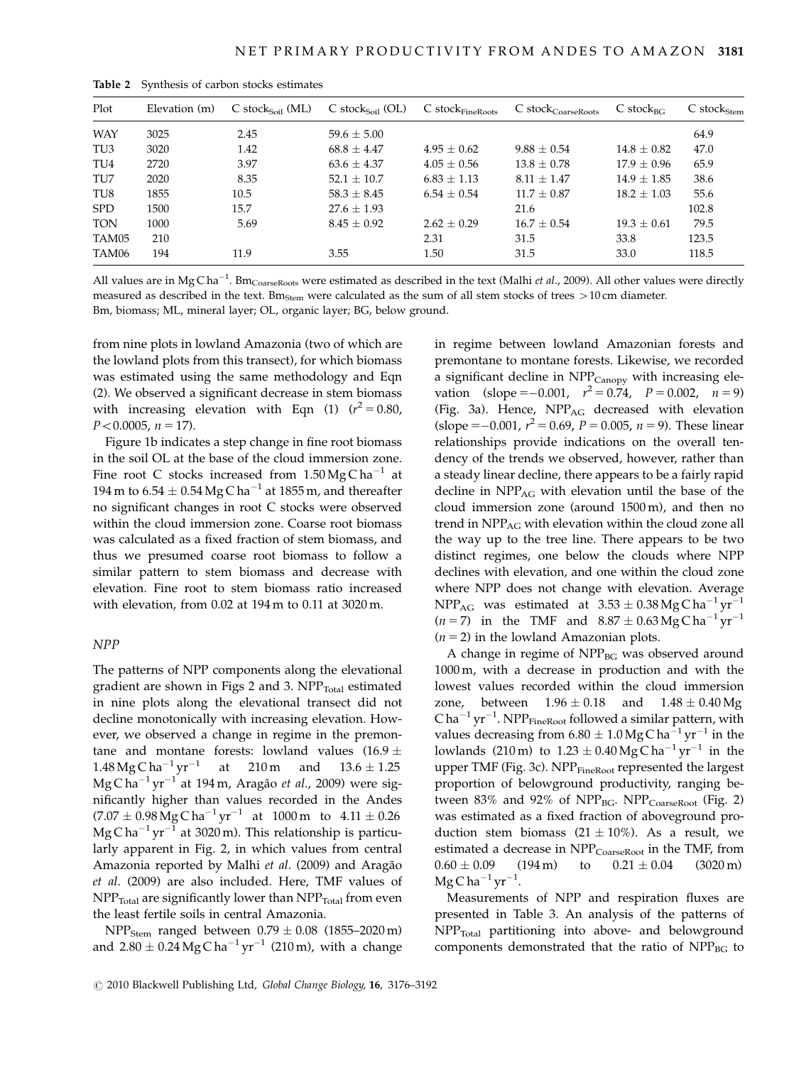**Table 2** Synthesis of carbon stocks estimates

| Plot | Elevation (m) | C $stock_{Soil}$ (ML) | C $stock_{Soil}$ (OL) | C $stock_{FineRoots}$ | C $stock_{CoarseRoots}$ | C $stock_{BG}$ | C $stock_{Stem}$ |
|---|---|---|---|---|---|---|---|
| WAY | 3025 | 2.45 | 59.6 ± 5.00 | | | | 64.9 |
| TU3 | 3020 | 1.42 | 68.8 ± 4.47 | 4.95 ± 0.62 | 9.88 ± 0.54 | 14.8 ± 0.82 | 47.0 |
| TU4 | 2720 | 3.97 | 63.6 ± 4.37 | 4.05 ± 0.56 | 13.8 ± 0.78 | 17.9 ± 0.96 | 65.9 |
| TU7 | 2020 | 8.35 | 52.1 ± 10.7 | 6.83 ± 1.13 | 8.11 ± 1.47 | 14.9 ± 1.85 | 38.6 |
| TU8 | 1855 | 10.5 | 58.3 ± 8.45 | 6.54 ± 0.54 | 11.7 ± 0.87 | 18.2 ± 1.03 | 55.6 |
| SPD | 1500 | 15.7 | 27.6 ± 1.93 | | 21.6 | | 102.8 |
| TON | 1000 | 5.69 | 8.45 ± 0.92 | 2.62 ± 0.29 | 16.7 ± 0.54 | 19.3 ± 0.61 | 79.5 |
| TAM05 | 210 | | | 2.31 | 31.5 | 33.8 | 123.5 |
| TAM06 | 194 | 11.9 | 3.55 | 1.50 | 31.5 | 33.0 | 118.5 |

All values are in $Mg\,C\,ha^{-1}$. $Bm_{CoarseRoots}$ were estimated as described in the text (Malhi *et al.*, 2009). All other values were directly measured as described in the text. $Bm_{Stem}$ were calculated as the sum of all stem stocks of trees >10 cm diameter.
Bm, biomass; ML, mineral layer; OL, organic layer; BG, below ground.

from nine plots in lowland Amazonia (two of which are the lowland plots from this transect), for which biomass was estimated using the same methodology and Eqn (2). We observed a significant decrease in stem biomass with increasing elevation with Eqn (1) ($r^2 = 0.80$, $P < 0.0005$, $n = 17$).

Figure 1b indicates a step change in fine root biomass in the soil OL at the base of the cloud immersion zone. Fine root C stocks increased from $1.50\,Mg\,C\,ha^{-1}$ at 194 m to $6.54 \pm 0.54\,Mg\,C\,ha^{-1}$ at 1855 m, and thereafter no significant changes in root C stocks were observed within the cloud immersion zone. Coarse root biomass was calculated as a fixed fraction of stem biomass, and thus we presumed coarse root biomass to follow a similar pattern to stem biomass and decrease with elevation. Fine root to stem biomass ratio increased with elevation, from 0.02 at 194 m to 0.11 at 3020 m.

### NPP

The patterns of NPP components along the elevational gradient are shown in Figs 2 and 3. $NPP_{Total}$ estimated in nine plots along the elevational transect did not decline monotonically with increasing elevation. However, we observed a change in regime in the premontane and montane forests: lowland values ($16.9 \pm 1.48\,Mg\,C\,ha^{-1}\,yr^{-1}$ at 210 m and $13.6 \pm 1.25\,Mg\,C\,ha^{-1}\,yr^{-1}$ at 194 m, Aragão *et al*., 2009) were significantly higher than values recorded in the Andes ($7.07 \pm 0.98\,Mg\,C\,ha^{-1}\,yr^{-1}$ at 1000 m to $4.11 \pm 0.26\,Mg\,C\,ha^{-1}\,yr^{-1}$ at 3020 m). This relationship is particularly apparent in Fig. 2, in which values from central Amazonia reported by Malhi *et al*. (2009) and Aragão *et al*. (2009) are also included. Here, TMF values of $NPP_{Total}$ are significantly lower than $NPP_{Total}$ from even the least fertile soils in central Amazonia.

$NPP_{Stem}$ ranged between $0.79 \pm 0.08$ (1855–2020 m) and $2.80 \pm 0.24\,Mg\,C\,ha^{-1}\,yr^{-1}$ (210 m), with a change in regime between lowland Amazonian forests and premontane to montane forests. Likewise, we recorded a significant decline in $NPP_{Canopy}$ with increasing elevation (slope $= -0.001$, $r^2 = 0.74$, $P = 0.002$, $n = 9$) (Fig. 3a). Hence, $NPP_{AG}$ decreased with elevation (slope $= -0.001$, $r^2 = 0.69$, $P = 0.005$, $n = 9$). These linear relationships provide indications on the overall tendency of the trends we observed, however, rather than a steady linear decline, there appears to be a fairly rapid decline in $NPP_{AG}$ with elevation until the base of the cloud immersion zone (around 1500 m), and then no trend in $NPP_{AG}$ with elevation within the cloud zone all the way up to the tree line. There appears to be two distinct regimes, one below the clouds where NPP declines with elevation, and one within the cloud zone where NPP does not change with elevation. Average $NPP_{AG}$ was estimated at $3.53 \pm 0.38\,Mg\,C\,ha^{-1}\,yr^{-1}$ ($n = 7$) in the TMF and $8.87 \pm 0.63\,Mg\,C\,ha^{-1}\,yr^{-1}$ ($n = 2$) in the lowland Amazonian plots.

A change in regime of $NPP_{BG}$ was observed around 1000 m, with a decrease in production and with the lowest values recorded within the cloud immersion zone, between $1.96 \pm 0.18$ and $1.48 \pm 0.40\,Mg\,C\,ha^{-1}\,yr^{-1}$. $NPP_{FineRoot}$ followed a similar pattern, with values decreasing from $6.80 \pm 1.0\,Mg\,C\,ha^{-1}\,yr^{-1}$ in the lowlands (210 m) to $1.23 \pm 0.40\,Mg\,C\,ha^{-1}\,yr^{-1}$ in the upper TMF (Fig. 3c). $NPP_{FineRoot}$ represented the largest proportion of belowground productivity, ranging between 83% and 92% of $NPP_{BG}$. $NPP_{CoarseRoot}$ (Fig. 2) was estimated as a fixed fraction of aboveground production stem biomass (21 ± 10%). As a result, we estimated a decrease in $NPP_{CoarseRoot}$ in the TMF, from $0.60 \pm 0.09$ (194 m) to $0.21 \pm 0.04$ (3020 m) $Mg\,C\,ha^{-1}\,yr^{-1}$.

Measurements of NPP and respiration fluxes are presented in Table 3. An analysis of the patterns of $NPP_{Total}$ partitioning into above- and belowground components demonstrated that the ratio of $NPP_{BG}$ to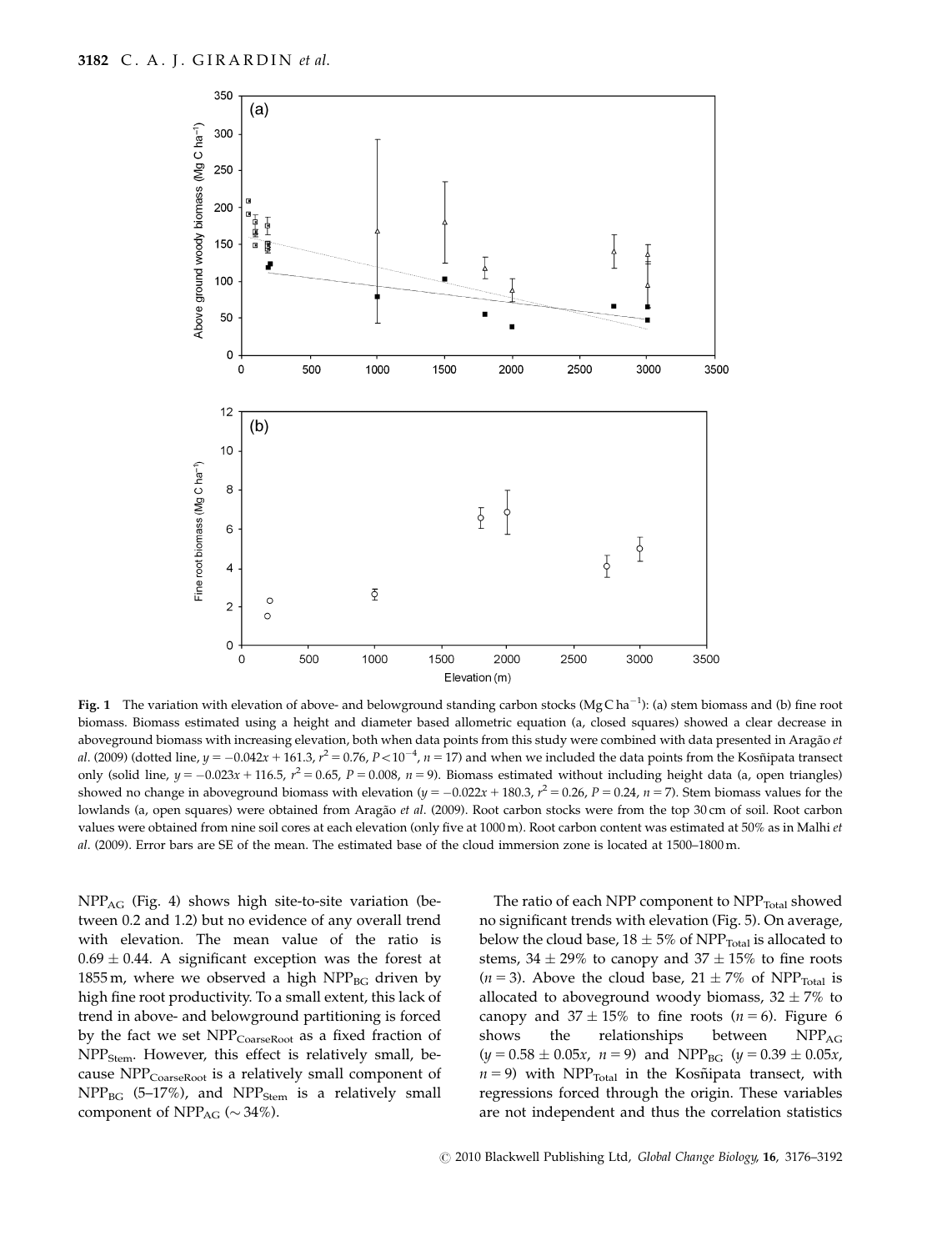**Fig. 1** The variation with elevation of above- and belowground standing carbon stocks (Mg C $ha^{-1}$): (a) stem biomass and (b) fine root biomass. Biomass estimated using a height and diameter based allometric equation (a, closed squares) showed a clear decrease in aboveground biomass with increasing elevation, both when data points from this study were combined with data presented in Aragão *et al*. (2009) (dotted line, $y = -0.042x + 161.3$, $r^2 = 0.76$, $P < 10^{-4}$, $n = 17$) and when we included the data points from the Kosñipata transect only (solid line, $y = -0.023x + 116.5$, $r^2 = 0.65$, $P = 0.008$, $n = 9$). Biomass estimated without including height data (a, open triangles) showed no change in aboveground biomass with elevation ($y = -0.022x + 180.3$, $r^2 = 0.26$, $P = 0.24$, $n = 7$). Stem biomass values for the lowlands (a, open squares) were obtained from Aragão *et al*. (2009). Root carbon stocks were from the top 30 cm of soil. Root carbon values were obtained from nine soil cores at each elevation (only five at 1000 m). Root carbon content was estimated at 50% as in Malhi *et al*. (2009). Error bars are SE of the mean. The estimated base of the cloud immersion zone is located at 1500–1800 m.

$NPP_{AG}$ (Fig. 4) shows high site-to-site variation (between 0.2 and 1.2) but no evidence of any overall trend with elevation. The mean value of the ratio is $0.69 \pm 0.44$. A significant exception was the forest at 1855 m, where we observed a high $NPP_{BG}$ driven by high fine root productivity. To a small extent, this lack of trend in above- and belowground partitioning is forced by the fact we set $NPP_{CoarseRoot}$ as a fixed fraction of $NPP_{Stem}$. However, this effect is relatively small, because $NPP_{CoarseRoot}$ is a relatively small component of $NPP_{BG}$ (5–17%), and $NPP_{Stem}$ is a relatively small component of $NPP_{AG}$ (~34%).

The ratio of each NPP component to $NPP_{Total}$ showed no significant trends with elevation (Fig. 5). On average, below the cloud base, $18 \pm 5\%$ of $NPP_{Total}$ is allocated to stems, $34 \pm 29\%$ to canopy and $37 \pm 15\%$ to fine roots ($n = 3$). Above the cloud base, $21 \pm 7\%$ of $NPP_{Total}$ is allocated to aboveground woody biomass, $32 \pm 7\%$ to canopy and $37 \pm 15\%$ to fine roots ($n = 6$). Figure 6 shows the relationships between $NPP_{AG}$ ($y = 0.58 \pm 0.05x$, $n = 9$) and $NPP_{BG}$ ($y = 0.39 \pm 0.05x$, $n = 9$) with $NPP_{Total}$ in the Kosñipata transect, with regressions forced through the origin. These variables are not independent and thus the correlation statistics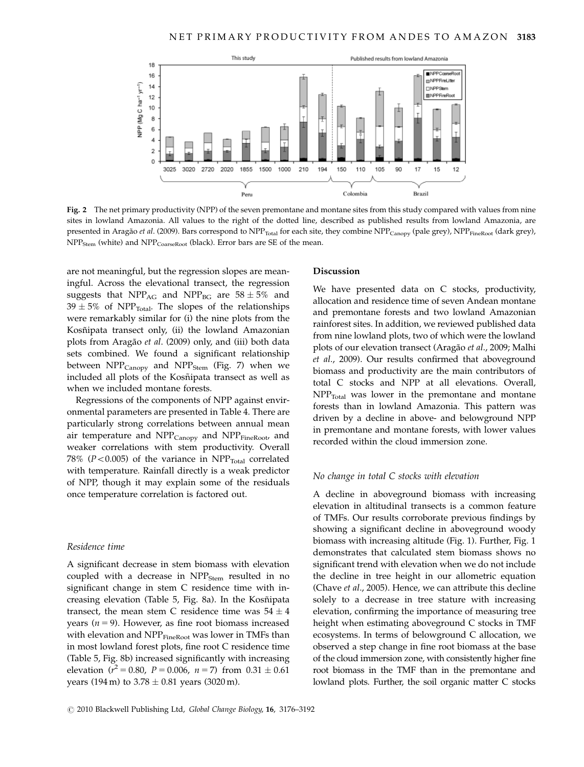**Fig. 2** The net primary productivity (NPP) of the seven premontane and montane sites from this study compared with values from nine sites in lowland Amazonia. All values to the right of the dotted line, described as published results from lowland Amazonia, are presented in Aragão *et al*. (2009). Bars correspond to $NPP_{Total}$ for each site, they combine $NPP_{Canopy}$ (pale grey), $NPP_{FineRoot}$ (dark grey), $NPP_{Stem}$ (white) and $NPP_{CoarseRoot}$ (black). Error bars are SE of the mean.

are not meaningful, but the regression slopes are meaningful. Across the elevational transect, the regression suggests that $NPP_{AG}$ and $NPP_{BG}$ are $58 \pm 5\%$ and $39 \pm 5\%$ of $NPP_{Total}$. The slopes of the relationships were remarkably similar for (i) the nine plots from the Kosñipata transect only, (ii) the lowland Amazonian plots from Aragão *et al*. (2009) only, and (iii) both data sets combined. We found a significant relationship between $NPP_{Canopy}$ and $NPP_{Stem}$ (Fig. 7) when we included all plots of the Kosñipata transect as well as when we included montane forests.

Regressions of the components of NPP against environmental parameters are presented in Table 4. There are particularly strong correlations between annual mean air temperature and $NPP_{Canopy}$ and $NPP_{FineRoot}$, and weaker correlations with stem productivity. Overall 78% ($P<0.005$) of the variance in $NPP_{Total}$ correlated with temperature. Rainfall directly is a weak predictor of NPP, though it may explain some of the residuals once temperature correlation is factored out.

### *Residence time*

A significant decrease in stem biomass with elevation coupled with a decrease in $NPP_{Stem}$ resulted in no significant change in stem C residence time with increasing elevation (Table 5, Fig. 8a). In the Kosñipata transect, the mean stem C residence time was $54 \pm 4$ years ($n = 9$). However, as fine root biomass increased with elevation and $NPP_{FineRoot}$ was lower in TMFs than in most lowland forest plots, fine root C residence time (Table 5, Fig. 8b) increased significantly with increasing elevation ($r^2 = 0.80$, $P = 0.006$, $n = 7$) from $0.31 \pm 0.61$ years (194 m) to $3.78 \pm 0.81$ years (3020 m).

## Discussion

We have presented data on C stocks, productivity, allocation and residence time of seven Andean montane and premontane forests and two lowland Amazonian rainforest sites. In addition, we reviewed published data from nine lowland plots, two of which were the lowland plots of our elevation transect (Aragão *et al*., 2009; Malhi *et al*., 2009). Our results confirmed that aboveground biomass and productivity are the main contributors of total C stocks and NPP at all elevations. Overall, $NPP_{Total}$ was lower in the premontane and montane forests than in lowland Amazonia. This pattern was driven by a decline in above- and belowground NPP in premontane and montane forests, with lower values recorded within the cloud immersion zone.

### *No change in total C stocks with elevation*

A decline in aboveground biomass with increasing elevation in altitudinal transects is a common feature of TMFs. Our results corroborate previous findings by showing a significant decline in aboveground woody biomass with increasing altitude (Fig. 1). Further, Fig. 1 demonstrates that calculated stem biomass shows no significant trend with elevation when we do not include the decline in tree height in our allometric equation (Chave *et al*., 2005). Hence, we can attribute this decline solely to a decrease in tree stature with increasing elevation, confirming the importance of measuring tree height when estimating aboveground C stocks in TMF ecosystems. In terms of belowground C allocation, we observed a step change in fine root biomass at the base of the cloud immersion zone, with consistently higher fine root biomass in the TMF than in the premontane and lowland plots. Further, the soil organic matter C stocks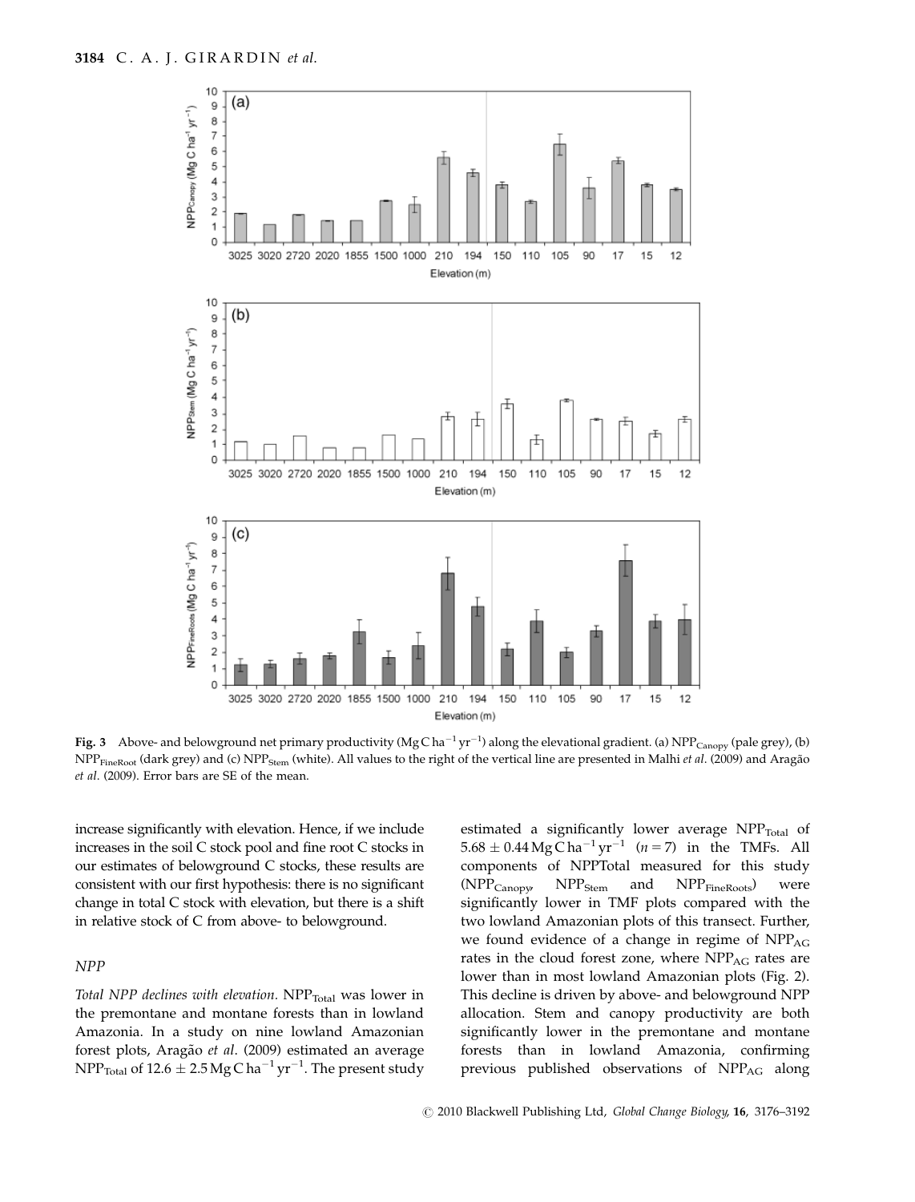Fig. 3 Above- and belowground net primary productivity (Mg C $ha^{-1}$ $yr^{-1}$) along the elevational gradient. (a) $NPP_{Canopy}$ (pale grey), (b) $NPP_{FineRoot}$ (dark grey) and (c) $NPP_{Stem}$ (white). All values to the right of the vertical line are presented in Malhi *et al*. (2009) and Aragão *et al*. (2009). Error bars are SE of the mean.

increase significantly with elevation. Hence, if we include increases in the soil C stock pool and fine root C stocks in our estimates of belowground C stocks, these results are consistent with our first hypothesis: there is no significant change in total C stock with elevation, but there is a shift in relative stock of C from above- to belowground.

### NPP

*Total NPP declines with elevation.* $NPP_{Total}$ was lower in the premontane and montane forests than in lowland Amazonia. In a study on nine lowland Amazonian forest plots, Aragão *et al*. (2009) estimated an average $NPP_{Total}$ of $12.6 \pm 2.5$ Mg C $ha^{-1}$ $yr^{-1}$. The present study estimated a significantly lower average $NPP_{Total}$ of $5.68 \pm 0.44$ Mg C $ha^{-1}$ $yr^{-1}$ ($n = 7$) in the TMFs. All components of NPPTotal measured for this study ($NPP_{Canopy}$, $NPP_{Stem}$ and $NPP_{FineRoots}$) were significantly lower in TMF plots compared with the two lowland Amazonian plots of this transect. Further, we found evidence of a change in regime of $NPP_{AG}$ rates in the cloud forest zone, where $NPP_{AG}$ rates are lower than in most lowland Amazonian plots (Fig. 2). This decline is driven by above- and belowground NPP allocation. Stem and canopy productivity are both significantly lower in the premontane and montane forests than in lowland Amazonia, confirming previous published observations of $NPP_{AG}$ along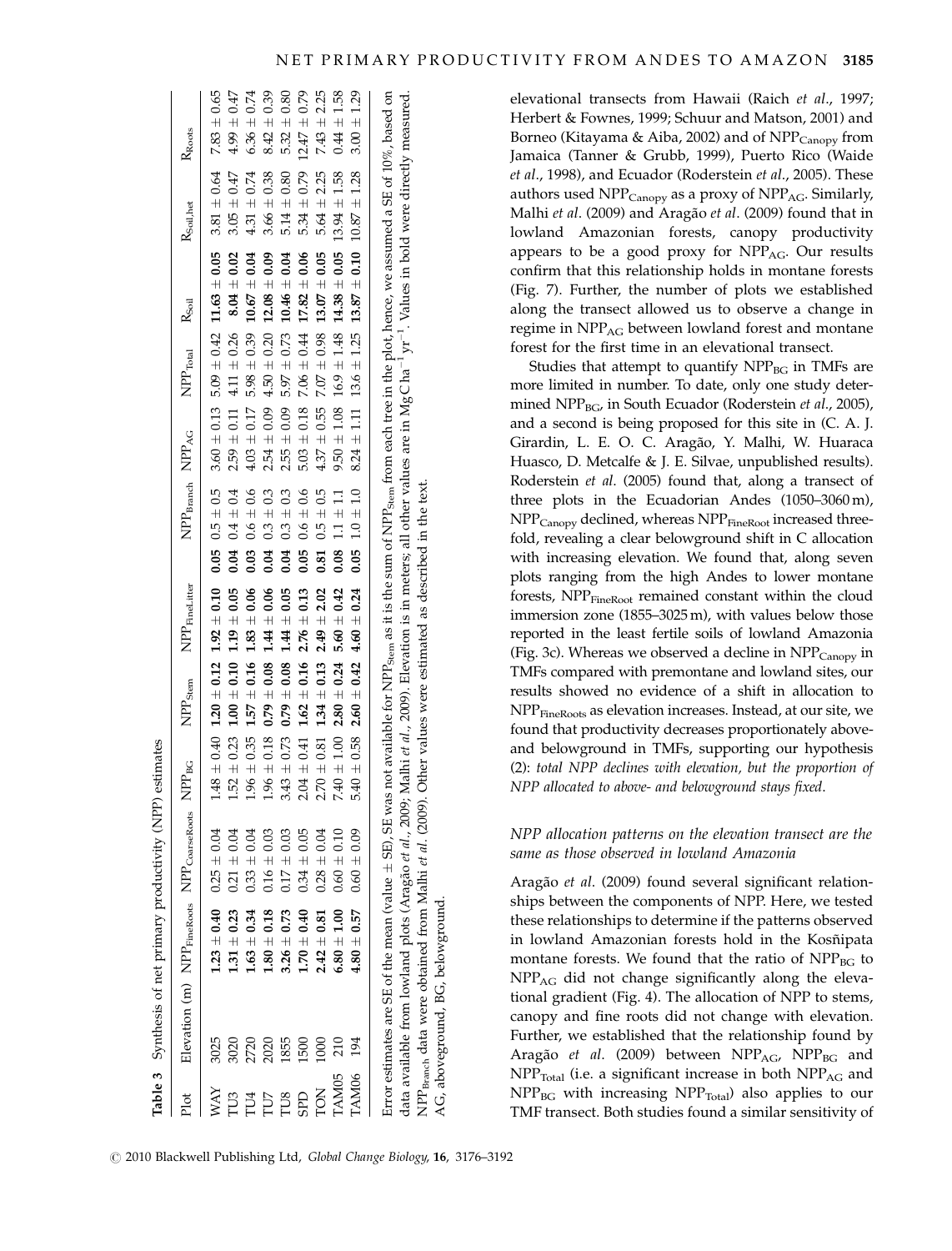**Table 3** Synthesis of net primary productivity (NPP) estimates

| Plot | Elevation (m) | $NPP_{FineRoots}$ | $NPP_{CoarseRoots}$ | $NPP_{BG}$ | $NPP_{Stem}$ | $NPP_{FineLitter}$ | $NPP_{Branch}$ | $NPP_{AG}$ | $NPP_{Total}$ | $R_{Soil}$ | $R_{Soil,het}$ | $R_{Roots}$ |
|---|---|---|---|---|---|---|---|---|---|---|---|---|
| WAY | 3025 | **1.23 ± 0.40** | 0.25 ± 0.04 | 1.48 ± 0.40 | **1.20 ± 0.12** | **1.92 ± 0.10** | **0.05** 0.5 ± 0.5 | 3.60 ± 0.13 | 5.09 ± 0.42 | **11.63 ± 0.05** | 3.81 ± 0.64 | 7.83 ± 0.65 |
| TU3 | 3020 | **1.31 ± 0.23** | 0.21 ± 0.04 | 1.52 ± 0.23 | **1.00 ± 0.10** | **1.19 ± 0.05** | **0.04** 0.4 ± 0.4 | 2.59 ± 0.11 | 4.11 ± 0.26 | **8.04 ± 0.02** | 3.05 ± 0.47 | 4.99 ± 0.47 |
| TU4 | 2720 | **1.63 ± 0.34** | 0.33 ± 0.04 | 1.96 ± 0.35 | **1.57 ± 0.16** | **1.83 ± 0.06** | **0.03** 0.6 ± 0.6 | 4.03 ± 0.17 | 5.98 ± 0.39 | **10.67 ± 0.04** | 4.31 ± 0.74 | 6.36 ± 0.74 |
| TU7 | 2020 | **1.80 ± 0.18** | 0.16 ± 0.03 | 1.96 ± 0.18 | **0.79 ± 0.08** | **1.44 ± 0.06** | **0.04** 0.3 ± 0.3 | 2.54 ± 0.09 | 4.50 ± 0.20 | **12.08 ± 0.09** | 3.66 ± 0.38 | 8.42 ± 0.39 |
| TU8 | 1855 | **3.26 ± 0.73** | 0.17 ± 0.03 | 3.43 ± 0.73 | **0.79 ± 0.08** | **1.44 ± 0.05** | **0.04** 0.3 ± 0.3 | 2.55 ± 0.09 | 5.97 ± 0.73 | **10.46 ± 0.04** | 5.14 ± 0.80 | 5.32 ± 0.80 |
| SPD | 1500 | **1.70 ± 0.40** | 0.34 ± 0.05 | 2.04 ± 0.41 | **1.62 ± 0.16** | **2.76 ± 0.13** | **0.05** 0.6 ± 0.6 | 5.03 ± 0.18 | 7.06 ± 0.44 | **17.82 ± 0.06** | 5.34 ± 0.79 | 12.47 ± 0.79 |
| TON | 1000 | **2.42 ± 0.81** | 0.28 ± 0.04 | 2.70 ± 0.81 | **1.34 ± 0.13** | **2.49 ± 2.02** | **0.81** 0.5 ± 0.5 | 4.37 ± 0.55 | 7.07 ± 0.98 | **13.07 ± 0.05** | 5.64 ± 2.25 | 7.43 ± 2.25 |
| TAM05 | 210 | **6.80 ± 1.00** | 0.60 ± 0.10 | 7.40 ± 1.00 | **2.80 ± 0.24** | **5.60 ± 0.42** | **0.08** 1.1 ± 1.1 | 9.50 ± 1.08 | 16.9 ± 1.48 | **14.38 ± 0.05** | 13.94 ± 1.58 | 0.44 ± 1.58 |
| TAM06 | 194 | **4.80 ± 0.57** | 0.60 ± 0.09 | 5.40 ± 0.58 | **2.60 ± 0.42** | **4.60 ± 0.24** | **0.05** 1.0 ± 1.0 | 8.24 ± 1.11 | 13.6 ± 1.25 | **13.87 ± 0.10** | 10.87 ± 1.28 | 3.00 ± 1.29 |

Error estimates are SE of the mean (value ± SE), SE was not available for $NPP_{Stem}$ as it is the sum of $NPP_{Stem}$ from each tree in the plot, hence, we assumed a SE of 10%, based on data available from lowland plots (Aragão *et al*., 2009; Malhi *et al*., 2009). Elevation is in meters; all other values are in $Mg\,C\,ha^{-1}\,yr^{-1}$. Values in bold were directly measured. $NPP_{Branch}$ data were obtained from Malhi *et al*. (2009). Other values were estimated as described in the text.

AG, aboveground, BG, belowground.

elevational transects from Hawaii (Raich *et al*., 1997; Herbert & Fownes, 1999; Schuur and Matson, 2001) and Borneo (Kitayama & Aiba, 2002) and of $NPP_{Canopy}$ from Jamaica (Tanner & Grubb, 1999), Puerto Rico (Waide *et al*., 1998), and Ecuador (Roderstein *et al*., 2005). These authors used $NPP_{Canopy}$ as a proxy of $NPP_{AG}$. Similarly, Malhi *et al*. (2009) and Aragão *et al*. (2009) found that in lowland Amazonian forests, canopy productivity appears to be a good proxy for $NPP_{AG}$. Our results confirm that this relationship holds in montane forests (Fig. 7). Further, the number of plots we established along the transect allowed us to observe a change in regime in $NPP_{AG}$ between lowland forest and montane forest for the first time in an elevational transect.

Studies that attempt to quantify $NPP_{BG}$ in TMFs are more limited in number. To date, only one study determined $NPP_{BG}$, in South Ecuador (Roderstein *et al*., 2005), and a second is being proposed for this site in (C. A. J. Girardin, L. E. O. C. Aragão, Y. Malhi, W. Huaraca Huasco, D. Metcalfe & J. E. Silvae, unpublished results). Roderstein *et al*. (2005) found that, along a transect of three plots in the Ecuadorian Andes (1050–3060 m), $NPP_{Canopy}$ declined, whereas $NPP_{FineRoot}$ increased threefold, revealing a clear belowground shift in C allocation with increasing elevation. We found that, along seven plots ranging from the high Andes to lower montane forests, $NPP_{FineRoot}$ remained constant within the cloud immersion zone (1855–3025 m), with values below those reported in the least fertile soils of lowland Amazonia (Fig. 3c). Whereas we observed a decline in $NPP_{Canopy}$ in TMFs compared with premontane and lowland sites, our results showed no evidence of a shift in allocation to $NPP_{FineRoots}$ as elevation increases. Instead, at our site, we found that productivity decreases proportionately above- and belowground in TMFs, supporting our hypothesis (2): *total NPP declines with elevation, but the proportion of NPP allocated to above- and belowground stays fixed*.

### *NPP allocation patterns on the elevation transect are the same as those observed in lowland Amazonia*

Aragão *et al*. (2009) found several significant relationships between the components of NPP. Here, we tested these relationships to determine if the patterns observed in lowland Amazonian forests hold in the Kosñipata montane forests. We found that the ratio of $NPP_{BG}$ to $NPP_{AG}$ did not change significantly along the elevational gradient (Fig. 4). The allocation of NPP to stems, canopy and fine roots did not change with elevation. Further, we established that the relationship found by Aragão *et al*. (2009) between $NPP_{AG}$, $NPP_{BG}$ and $NPP_{Total}$ (i.e. a significant increase in both $NPP_{AG}$ and $NPP_{BG}$ with increasing $NPP_{Total}$) also applies to our TMF transect. Both studies found a similar sensitivity of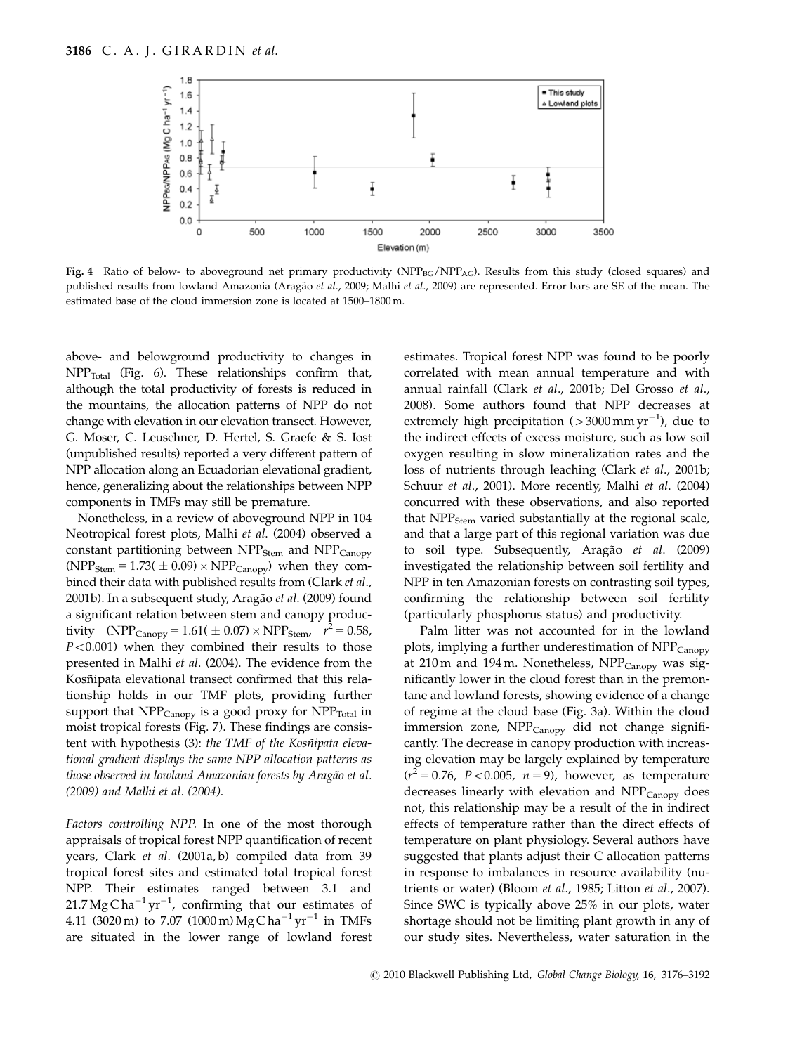**Fig. 4** Ratio of below- to aboveground net primary productivity ($NPP_{BG}/NPP_{AG}$). Results from this study (closed squares) and published results from lowland Amazonia (Aragão *et al*., 2009; Malhi *et al*., 2009) are represented. Error bars are SE of the mean. The estimated base of the cloud immersion zone is located at 1500–1800 m.

above- and belowground productivity to changes in $NPP_{Total}$ (Fig. 6). These relationships confirm that, although the total productivity of forests is reduced in the mountains, the allocation patterns of NPP do not change with elevation in our elevation transect. However, G. Moser, C. Leuschner, D. Hertel, S. Graefe & S. Iost (unpublished results) reported a very different pattern of NPP allocation along an Ecuadorian elevational gradient, hence, generalizing about the relationships between NPP components in TMFs may still be premature.

Nonetheless, in a review of aboveground NPP in 104 Neotropical forest plots, Malhi *et al*. (2004) observed a constant partitioning between $NPP_{Stem}$ and $NPP_{Canopy}$ ($NPP_{Stem} = 1.73(\pm 0.09) \times NPP_{Canopy}$) when they combined their data with published results from (Clark *et al*., 2001b). In a subsequent study, Aragão *et al*. (2009) found a significant relation between stem and canopy productivity ($NPP_{Canopy} = 1.61(\pm 0.07) \times NPP_{Stem}$, $r^2 = 0.58$, $P < 0.001$) when they combined their results to those presented in Malhi *et al*. (2004). The evidence from the Kosñipata elevational transect confirmed that this relationship holds in our TMF plots, providing further support that $NPP_{Canopy}$ is a good proxy for $NPP_{Total}$ in moist tropical forests (Fig. 7). These findings are consistent with hypothesis (3): *the TMF of the Kosñipata elevational gradient displays the same NPP allocation patterns as those observed in lowland Amazonian forests by Aragão et al. (2009) and Malhi et al. (2004).*

*Factors controlling NPP.* In one of the most thorough appraisals of tropical forest NPP quantification of recent years, Clark *et al*. (2001a, b) compiled data from 39 tropical forest sites and estimated total tropical forest NPP. Their estimates ranged between 3.1 and 21.7 Mg C $ha^{-1}$ $yr^{-1}$, confirming that our estimates of 4.11 (3020 m) to 7.07 (1000 m) Mg C $ha^{-1}$ $yr^{-1}$ in TMFs are situated in the lower range of lowland forest estimates. Tropical forest NPP was found to be poorly correlated with mean annual temperature and with annual rainfall (Clark *et al*., 2001b; Del Grosso *et al*., 2008). Some authors found that NPP decreases at extremely high precipitation (>3000 mm $yr^{-1}$), due to the indirect effects of excess moisture, such as low soil oxygen resulting in slow mineralization rates and the loss of nutrients through leaching (Clark *et al*., 2001b; Schuur *et al*., 2001). More recently, Malhi *et al*. (2004) concurred with these observations, and also reported that $NPP_{Stem}$ varied substantially at the regional scale, and that a large part of this regional variation was due to soil type. Subsequently, Aragão *et al*. (2009) investigated the relationship between soil fertility and NPP in ten Amazonian forests on contrasting soil types, confirming the relationship between soil fertility (particularly phosphorus status) and productivity.

Palm litter was not accounted for in the lowland plots, implying a further underestimation of $NPP_{Canopy}$ at 210 m and 194 m. Nonetheless, $NPP_{Canopy}$ was significantly lower in the cloud forest than in the premontane and lowland forests, showing evidence of a change of regime at the cloud base (Fig. 3a). Within the cloud immersion zone, $NPP_{Canopy}$ did not change significantly. The decrease in canopy production with increasing elevation may be largely explained by temperature ($r^2 = 0.76$, $P < 0.005$, $n = 9$), however, as temperature decreases linearly with elevation and $NPP_{Canopy}$ does not, this relationship may be a result of the in indirect effects of temperature rather than the direct effects of temperature on plant physiology. Several authors have suggested that plants adjust their C allocation patterns in response to imbalances in resource availability (nutrients or water) (Bloom *et al*., 1985; Litton *et al*., 2007). Since SWC is typically above 25% in our plots, water shortage should not be limiting plant growth in any of our study sites. Nevertheless, water saturation in the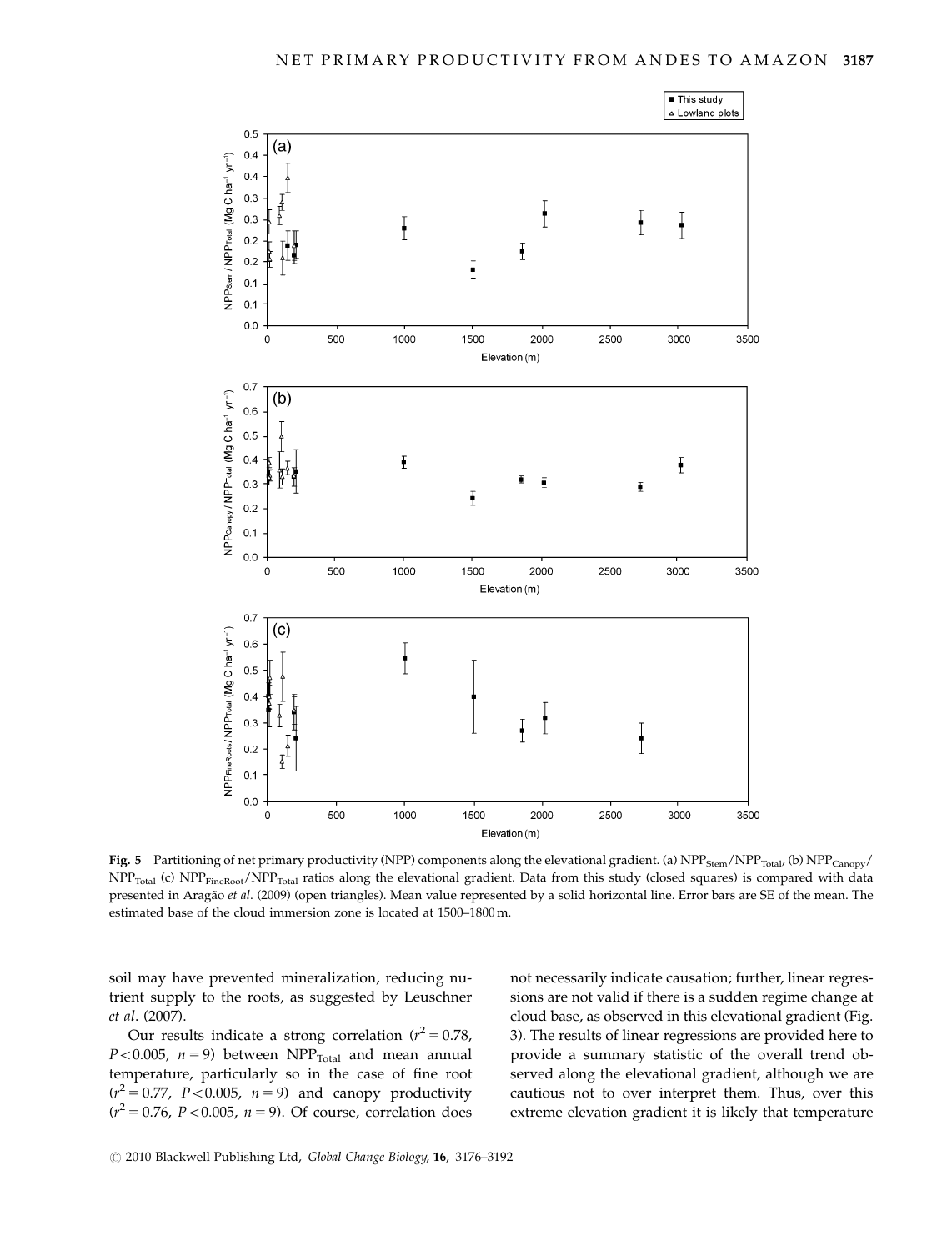**Fig. 5** Partitioning of net primary productivity (NPP) components along the elevational gradient. (a) $NPP_{Stem}/NPP_{Total}$, (b) $NPP_{Canopy}/NPP_{Total}$ (c) $NPP_{FineRoot}/NPP_{Total}$ ratios along the elevational gradient. Data from this study (closed squares) is compared with data presented in Aragão *et al*. (2009) (open triangles). Mean value represented by a solid horizontal line. Error bars are SE of the mean. The estimated base of the cloud immersion zone is located at 1500–1800 m.

soil may have prevented mineralization, reducing nutrient supply to the roots, as suggested by Leuschner *et al*. (2007).

Our results indicate a strong correlation ($r^2 = 0.78$, $P < 0.005$, $n = 9$) between $NPP_{Total}$ and mean annual temperature, particularly so in the case of fine root ($r^2 = 0.77$, $P < 0.005$, $n = 9$) and canopy productivity ($r^2 = 0.76$, $P < 0.005$, $n = 9$). Of course, correlation does not necessarily indicate causation; further, linear regressions are not valid if there is a sudden regime change at cloud base, as observed in this elevational gradient (Fig. 3). The results of linear regressions are provided here to provide a summary statistic of the overall trend observed along the elevational gradient, although we are cautious not to over interpret them. Thus, over this extreme elevation gradient it is likely that temperature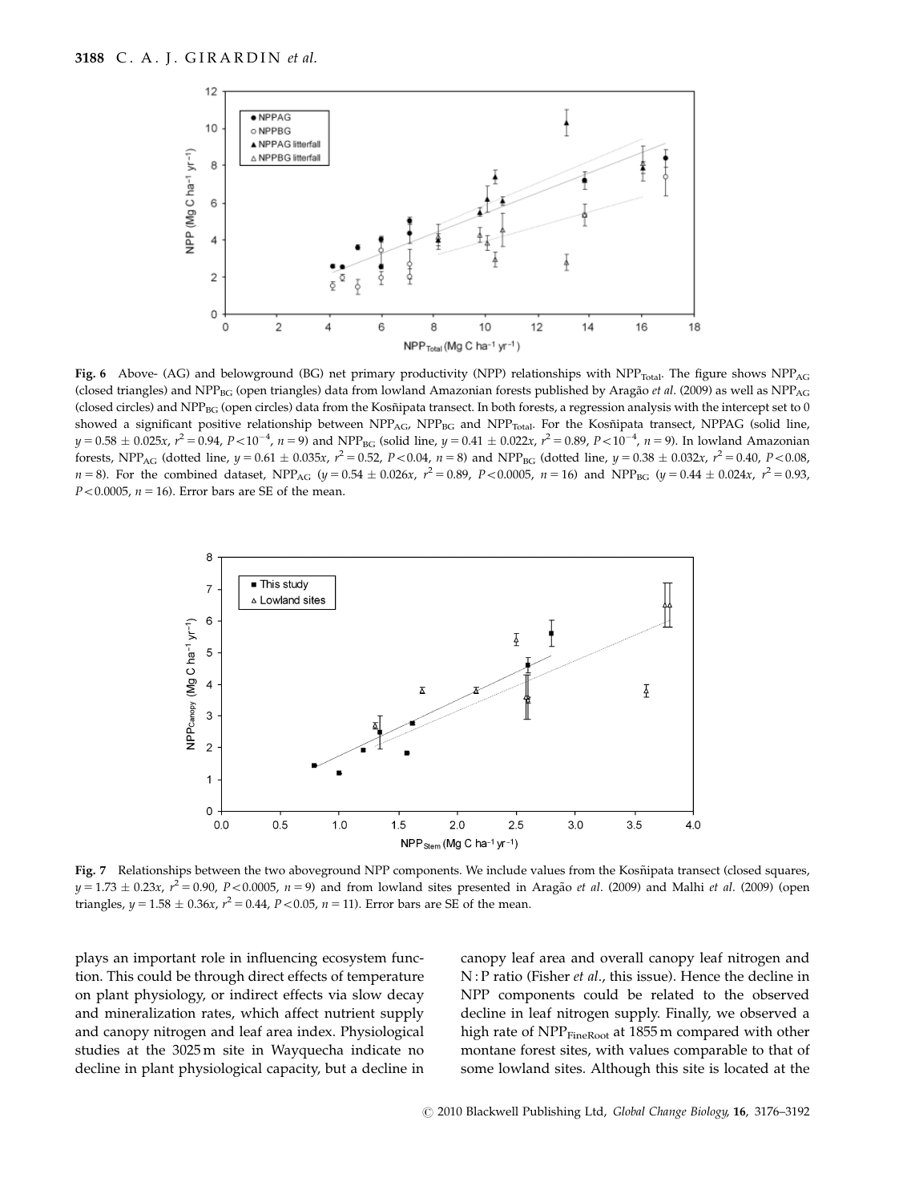**Fig. 6** Above- (AG) and belowground (BG) net primary productivity (NPP) relationships with $NPP_{Total}$. The figure shows $NPP_{AG}$ (closed triangles) and $NPP_{BG}$ (open triangles) data from lowland Amazonian forests published by Aragão *et al*. (2009) as well as $NPP_{AG}$ (closed circles) and $NPP_{BG}$ (open circles) data from the Kosñipata transect. In both forests, a regression analysis with the intercept set to 0 showed a significant positive relationship between $NPP_{AG}$, $NPP_{BG}$ and $NPP_{Total}$. For the Kosñipata transect, NPPAG (solid line, $y = 0.58 \pm 0.025x$, $r^2 = 0.94$, $P < 10^{-4}$, $n = 9$) and $NPP_{BG}$ (solid line, $y = 0.41 \pm 0.022x$, $r^2 = 0.89$, $P < 10^{-4}$, $n = 9$). In lowland Amazonian forests, $NPP_{AG}$ (dotted line, $y = 0.61 \pm 0.035x$, $r^2 = 0.52$, $P < 0.04$, $n = 8$) and $NPP_{BG}$ (dotted line, $y = 0.38 \pm 0.032x$, $r^2 = 0.40$, $P < 0.08$, $n = 8$). For the combined dataset, $NPP_{AG}$ ($y = 0.54 \pm 0.026x$, $r^2 = 0.89$, $P < 0.0005$, $n = 16$) and $NPP_{BG}$ ($y = 0.44 \pm 0.024x$, $r^2 = 0.93$, $P < 0.0005$, $n = 16$). Error bars are SE of the mean.

**Fig. 7** Relationships between the two aboveground NPP components. We include values from the Kosñipata transect (closed squares, $y = 1.73 \pm 0.23x$, $r^2 = 0.90$, $P < 0.0005$, $n = 9$) and from lowland sites presented in Aragão *et al*. (2009) and Malhi *et al*. (2009) (open triangles, $y = 1.58 \pm 0.36x$, $r^2 = 0.44$, $P < 0.05$, $n = 11$). Error bars are SE of the mean.

plays an important role in influencing ecosystem function. This could be through direct effects of temperature on plant physiology, or indirect effects via slow decay and mineralization rates, which affect nutrient supply and canopy nitrogen and leaf area index. Physiological studies at the 3025 m site in Wayquecha indicate no decline in plant physiological capacity, but a decline in canopy leaf area and overall canopy leaf nitrogen and N : P ratio (Fisher *et al*., this issue). Hence the decline in NPP components could be related to the observed decline in leaf nitrogen supply. Finally, we observed a high rate of $NPP_{FineRoot}$ at 1855 m compared with other montane forest sites, with values comparable to that of some lowland sites. Although this site is located at the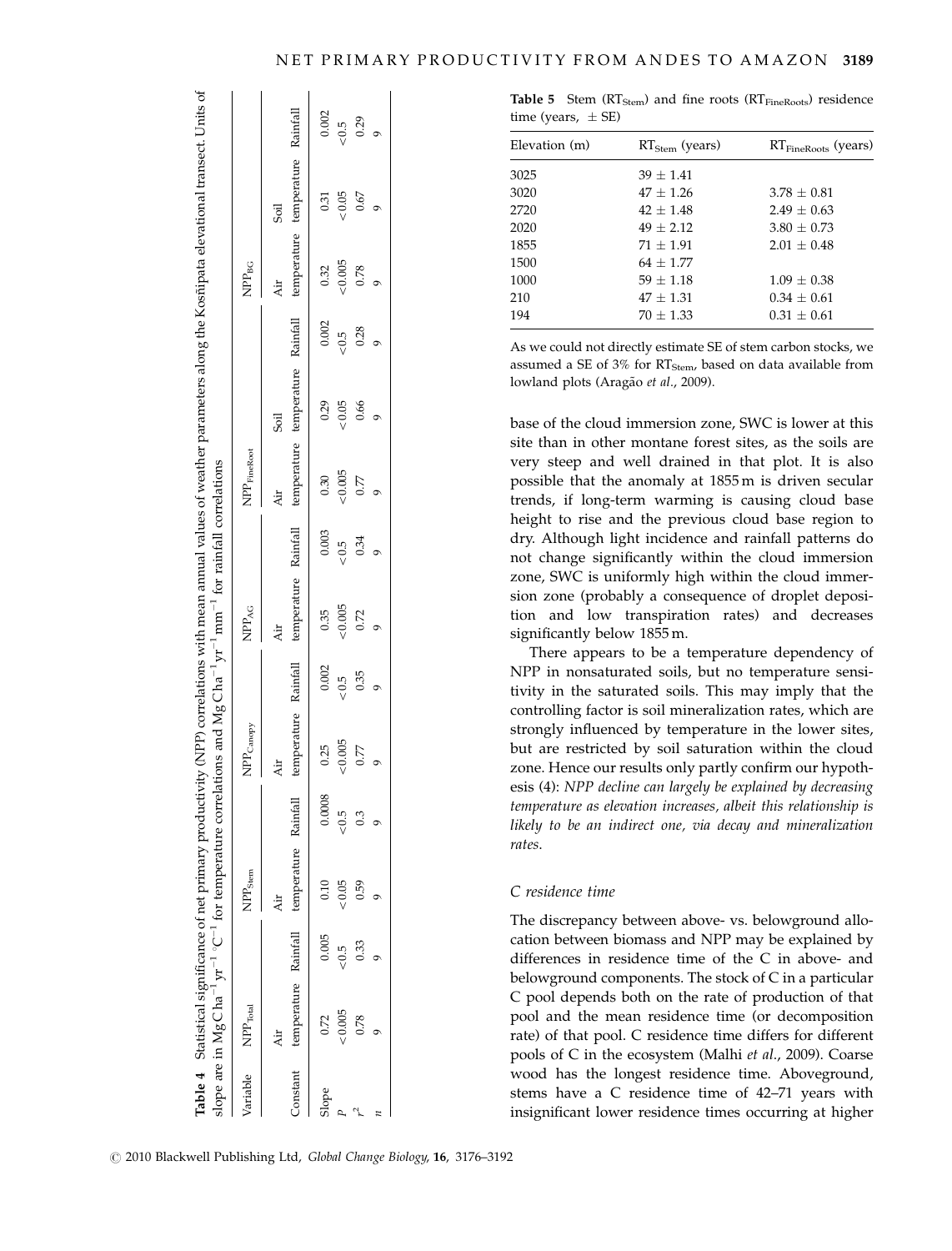**Table 4** Statistical significance of net primary productivity (NPP) correlations with mean annual values of weather parameters along the Kosñipata elevational transect. Units of slope are in $Mg\,C\,ha^{-1}\,yr^{-1}\,°C^{-1}$ for temperature correlations and $Mg\,C\,ha^{-1}\,yr^{-1}\,mm^{-1}$ for rainfall correlations

| Variable | $NPP_{Total}$ | | $NPP_{Stem}$ | | $NPP_{Canopy}$ | | $NPP_{AG}$ | | $NPP_{FineRoot}$ | | | $NPP_{BG}$ | | |
|---|---|---|---|---|---|---|---|---|---|---|---|---|---|---|
| Constant | Air temperature | Rainfall | Air temperature | Rainfall | Air temperature | Rainfall | Air temperature | Rainfall | Air temperature | Soil temperature | Rainfall | Air temperature | Soil temperature | Rainfall |
| Slope | 0.72 | 0.005 | 0.10 | 0.0008 | 0.25 | 0.002 | 0.35 | 0.003 | 0.30 | 0.29 | 0.002 | 0.32 | 0.31 | 0.002 |
| $P$ | <0.005 | <0.5 | <0.05 | <0.5 | <0.005 | <0.5 | <0.005 | <0.5 | <0.005 | <0.05 | <0.5 | <0.005 | <0.05 | <0.5 |
| $r^2$ | 0.78 | 0.33 | 0.59 | 0.3 | 0.77 | 0.35 | 0.72 | 0.34 | 0.77 | 0.66 | 0.28 | 0.78 | 0.67 | 0.29 |
| $n$ | 9 | 9 | 9 | 9 | 9 | 9 | 9 | 9 | 9 | 9 | 9 | 9 | 9 | 9 |

**Table 5** Stem ($RT_{Stem}$) and fine roots ($RT_{FineRoots}$) residence time (years, ± SE)

| Elevation (m) | $RT_{Stem}$ (years) | $RT_{FineRoots}$ (years) |
|---|---|---|
| 3025 | 39 ± 1.41 | |
| 3020 | 47 ± 1.26 | 3.78 ± 0.81 |
| 2720 | 42 ± 1.48 | 2.49 ± 0.63 |
| 2020 | 49 ± 2.12 | 3.80 ± 0.73 |
| 1855 | 71 ± 1.91 | 2.01 ± 0.48 |
| 1500 | 64 ± 1.77 | |
| 1000 | 59 ± 1.18 | 1.09 ± 0.38 |
| 210 | 47 ± 1.31 | 0.34 ± 0.61 |
| 194 | 70 ± 1.33 | 0.31 ± 0.61 |

As we could not directly estimate SE of stem carbon stocks, we assumed a SE of 3% for $RT_{Stem}$, based on data available from lowland plots (Aragão *et al*., 2009).

base of the cloud immersion zone, SWC is lower at this site than in other montane forest sites, as the soils are very steep and well drained in that plot. It is also possible that the anomaly at 1855 m is driven secular trends, if long-term warming is causing cloud base height to rise and the previous cloud base region to dry. Although light incidence and rainfall patterns do not change significantly within the cloud immersion zone, SWC is uniformly high within the cloud immersion zone (probably a consequence of droplet deposition and low transpiration rates) and decreases significantly below 1855 m.

There appears to be a temperature dependency of NPP in nonsaturated soils, but no temperature sensitivity in the saturated soils. This may imply that the controlling factor is soil mineralization rates, which are strongly influenced by temperature in the lower sites, but are restricted by soil saturation within the cloud zone. Hence our results only partly confirm our hypothesis (4): *NPP decline can largely be explained by decreasing temperature as elevation increases, albeit this relationship is likely to be an indirect one, via decay and mineralization rates*.

### C residence time

The discrepancy between above- vs. belowground allocation between biomass and NPP may be explained by differences in residence time of the C in above- and belowground components. The stock of C in a particular C pool depends both on the rate of production of that pool and the mean residence time (or decomposition rate) of that pool. C residence time differs for different pools of C in the ecosystem (Malhi *et al*., 2009). Coarse wood has the longest residence time. Aboveground, stems have a C residence time of 42–71 years with insignificant lower residence times occurring at higher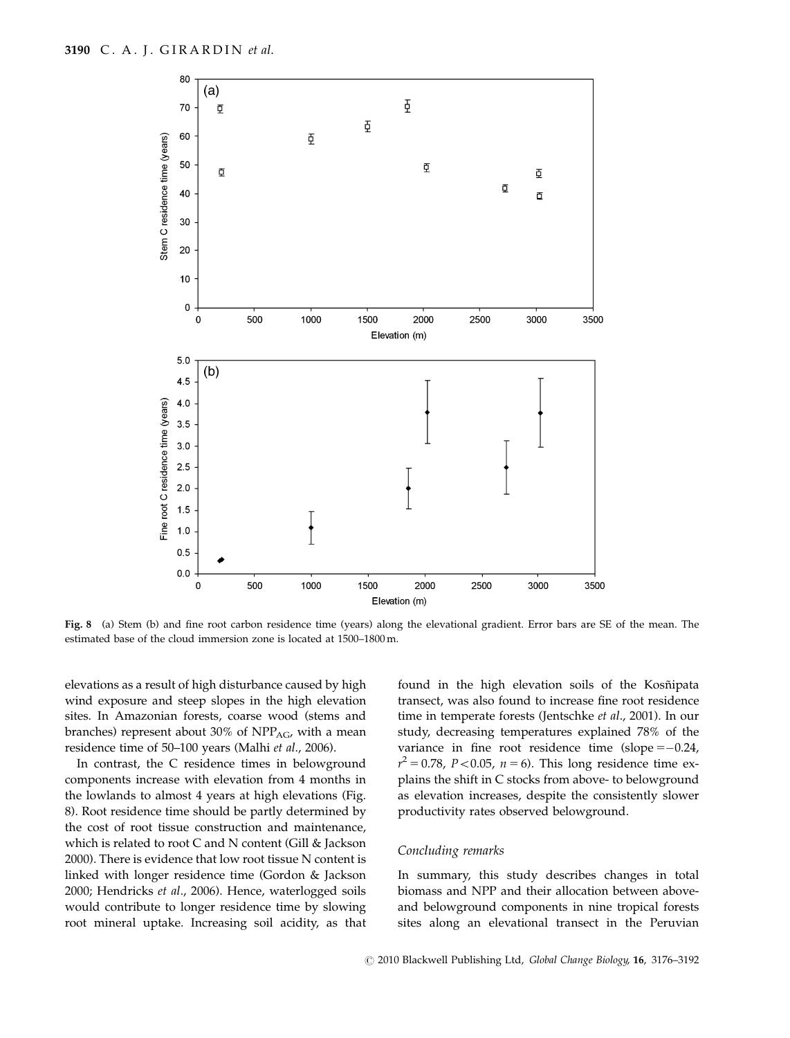Fig. 8 (a) Stem (b) and fine root carbon residence time (years) along the elevational gradient. Error bars are SE of the mean. The estimated base of the cloud immersion zone is located at 1500–1800 m.

elevations as a result of high disturbance caused by high wind exposure and steep slopes in the high elevation sites. In Amazonian forests, coarse wood (stems and branches) represent about 30% of $NPP_{AG}$, with a mean residence time of 50–100 years (Malhi *et al*., 2006).

In contrast, the C residence times in belowground components increase with elevation from 4 months in the lowlands to almost 4 years at high elevations (Fig. 8). Root residence time should be partly determined by the cost of root tissue construction and maintenance, which is related to root C and N content (Gill & Jackson 2000). There is evidence that low root tissue N content is linked with longer residence time (Gordon & Jackson 2000; Hendricks *et al*., 2006). Hence, waterlogged soils would contribute to longer residence time by slowing root mineral uptake. Increasing soil acidity, as that found in the high elevation soils of the Kosñipata transect, was also found to increase fine root residence time in temperate forests (Jentschke *et al*., 2001). In our study, decreasing temperatures explained 78% of the variance in fine root residence time (slope = −0.24, $r^2 = 0.78$, $P < 0.05$, $n = 6$). This long residence time explains the shift in C stocks from above- to belowground as elevation increases, despite the consistently slower productivity rates observed belowground.

### Concluding remarks

In summary, this study describes changes in total biomass and NPP and their allocation between above- and belowground components in nine tropical forests sites along an elevational transect in the Peruvian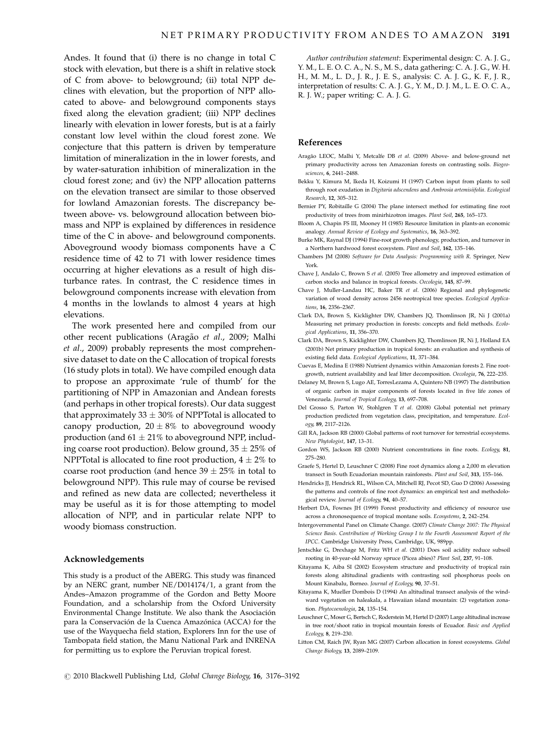Andes. It found that (i) there is no change in total C stock with elevation, but there is a shift in relative stock of C from above- to belowground; (ii) total NPP declines with elevation, but the proportion of NPP allocated to above- and belowground components stays fixed along the elevation gradient; (iii) NPP declines linearly with elevation in lower forests, but is at a fairly constant low level within the cloud forest zone. We conjecture that this pattern is driven by temperature limitation of mineralization in the in lower forests, and by water-saturation inhibition of mineralization in the cloud forest zone; and (iv) the NPP allocation patterns on the elevation transect are similar to those observed for lowland Amazonian forests. The discrepancy between above- vs. belowground allocation between biomass and NPP is explained by differences in residence time of the C in above- and belowground components. Aboveground woody biomass components have a C residence time of 42 to 71 with lower residence times occurring at higher elevations as a result of high disturbance rates. In contrast, the C residence times in belowground components increase with elevation from 4 months in the lowlands to almost 4 years at high elevations.

The work presented here and compiled from our other recent publications (Aragão *et al*., 2009; Malhi *et al*., 2009) probably represents the most comprehensive dataset to date on the C allocation of tropical forests (16 study plots in total). We have compiled enough data to propose an approximate 'rule of thumb' for the partitioning of NPP in Amazonian and Andean forests (and perhaps in other tropical forests). Our data suggest that approximately $33 \pm 30\%$ of NPPTotal is allocated to canopy production, $20 \pm 8\%$ to aboveground woody production (and $61 \pm 21\%$ to aboveground NPP, including coarse root production). Below ground, $35 \pm 25\%$ of NPPTotal is allocated to fine root production, $4 \pm 2\%$ to coarse root production (and hence $39 \pm 25\%$ in total to belowground NPP). This rule may of course be revised and refined as new data are collected; nevertheless it may be useful as it is for those attempting to model allocation of NPP, and in particular relate NPP to woody biomass construction.

## Acknowledgements

This study is a product of the ABERG. This study was financed by an NERC grant, number NE/D014174/1, a grant from the Andes–Amazon programme of the Gordon and Betty Moore Foundation, and a scholarship from the Oxford University Environmental Change Institute. We also thank the Asociación para la Conservación de la Cuenca Amazónica (ACCA) for the use of the Wayquecha field station, Explorers Inn for the use of Tambopata field station, the Manu National Park and INRENA for permitting us to explore the Peruvian tropical forest.

*Author contribution statement*: Experimental design: C. A. J. G., Y. M., L. E. O. C. A., N. S., M. S., data gathering: C. A. J. G., W. H. H., M. M., L. D., J. R., J. E. S., analysis: C. A. J. G., K. F., J. R., interpretation of results: C. A. J. G., Y. M., D. J. M., L. E. O. C. A., R. J. W.; paper writing: C. A. J. G.

## References

Aragão LEOC, Malhi Y, Metcalfe DB *et al*. (2009) Above- and below-ground net primary productivity across ten Amazonian forests on contrasting soils. *Biogeosciences*, **6**, 2441–2488.

Bekku Y, Kimura M, Ikeda H, Koizumi H (1997) Carbon input from plants to soil through root exudation in *Digitaria adscendens* and *Ambrosia artemisiifolia*. *Ecological Research*, **12**, 305–312.

Bernier PY, Robitaille G (2004) The plane intersect method for estimating fine root productivity of trees from minirhizotron images. *Plant Soil*, **265**, 165–173.

Bloom A, Chapin FS III, Mooney H (1985) Resource limitation in plants-an economic analogy. *Annual Review of Ecology and Systematics*, **16**, 363–392.

Burke MK, Raynal DJ (1994) Fine-root growth phenology, production, and turnover in a Northern hardwood forest ecosystem. *Plant and Soil*, **162**, 135–146.

Chambers JM (2008) *Software for Data Analysis: Programming with R*. Springer, New York.

Chave J, Andalo C, Brown S *et al*. (2005) Tree allometry and improved estimation of carbon stocks and balance in tropical forests. *Oecologia*, **145**, 87–99.

Chave J, Muller-Landau HC, Baker TR *et al*. (2006) Regional and phylogenetic variation of wood density across 2456 neotropical tree species. *Ecological Applications*, **16**, 2356–2367.

Clark DA, Brown S, Kicklighter DW, Chambers JQ, Thomlinson JR, Ni J (2001a) Measuring net primary production in forests: concepts and field methods. *Ecological Applications*, **11**, 356–370.

Clark DA, Brown S, Kicklighter DW, Chambers JQ, Thomlinson JR, Ni J, Holland EA (2001b) Net primary production in tropical forests: an evaluation and synthesis of existing field data. *Ecological Applications*, **11**, 371–384.

Cuevas E, Medina E (1988) Nutrient dynamics within Amazonian forests 2. Fine root-growth, nutrient availability and leaf litter decomposition. *Oecologia*, **76**, 222–235.

Delaney M, Brown S, Lugo AE, TorresLezama A, Quintero NB (1997) The distribution of organic carbon in major components of forests located in five life zones of Venezuela. *Journal of Tropical Ecology*, **13**, 697–708.

Del Grosso S, Parton W, Stohlgren T *et al*. (2008) Global potential net primary production predicted from vegetation class, precipitation, and temperature. *Ecology*, **89**, 2117–2126.

Gill RA, Jackson RB (2000) Global patterns of root turnover for terrestrial ecosystems. *New Phytologist*, **147**, 13–31.

Gordon WS, Jackson RB (2000) Nutrient concentrations in fine roots. *Ecology*, **81**, 275–280.

Graefe S, Hertel D, Leuschner C (2008) Fine root dynamics along a 2,000 m elevation transect in South Ecuadorian mountain rainforests. *Plant and Soil*, **313**, 155–166.

Hendricks JJ, Hendrick RL, Wilson CA, Mitchell RJ, Pecot SD, Guo D (2006) Assessing the patterns and controls of fine root dynamics: an empirical test and methodological review. *Journal of Ecology*, **94**, 40–57.

Herbert DA, Fownes JH (1999) Forest productivity and efficiency of resource use across a chronosequence of tropical montane soils. *Ecosystems*, **2**, 242–254.

Intergovernmental Panel on Climate Change. (2007) *Climate Change 2007: The Physical Science Basis. Contribution of Working Group I to the Fourth Assessment Report of the IPCC*. Cambridge University Press, Cambridge, UK, 989pp.

Jentschke G, Drexhage M, Fritz WH *et al*. (2001) Does soil acidity reduce subsoil rooting in 40-year-old Norway spruce (Picea abies)? *Plant Soil*, **237**, 91–108.

Kitayama K, Aiba SI (2002) Ecosystem structure and productivity of tropical rain forests along altitudinal gradients with contrasting soil phosphorus pools on Mount Kinabalu, Borneo. *Journal of Ecology*, **90**, 37–51.

Kitayama K, Mueller Dombois D (1994) An altitudinal transect analysis of the windward vegetation on haleakala, a Hawaiian island mountain: (2) vegetation zonation. *Phytocoenologia*, **24**, 135–154.

Leuschner C, Moser G, Bertsch C, Roderstein M, Hertel D (2007) Large altitudinal increase in tree root/shoot ratio in tropical mountain forests of Ecuador. *Basic and Applied Ecology*, **8**, 219–230.

Litton CM, Raich JW, Ryan MG (2007) Carbon allocation in forest ecosystems. *Global Change Biology*, **13**, 2089–2109.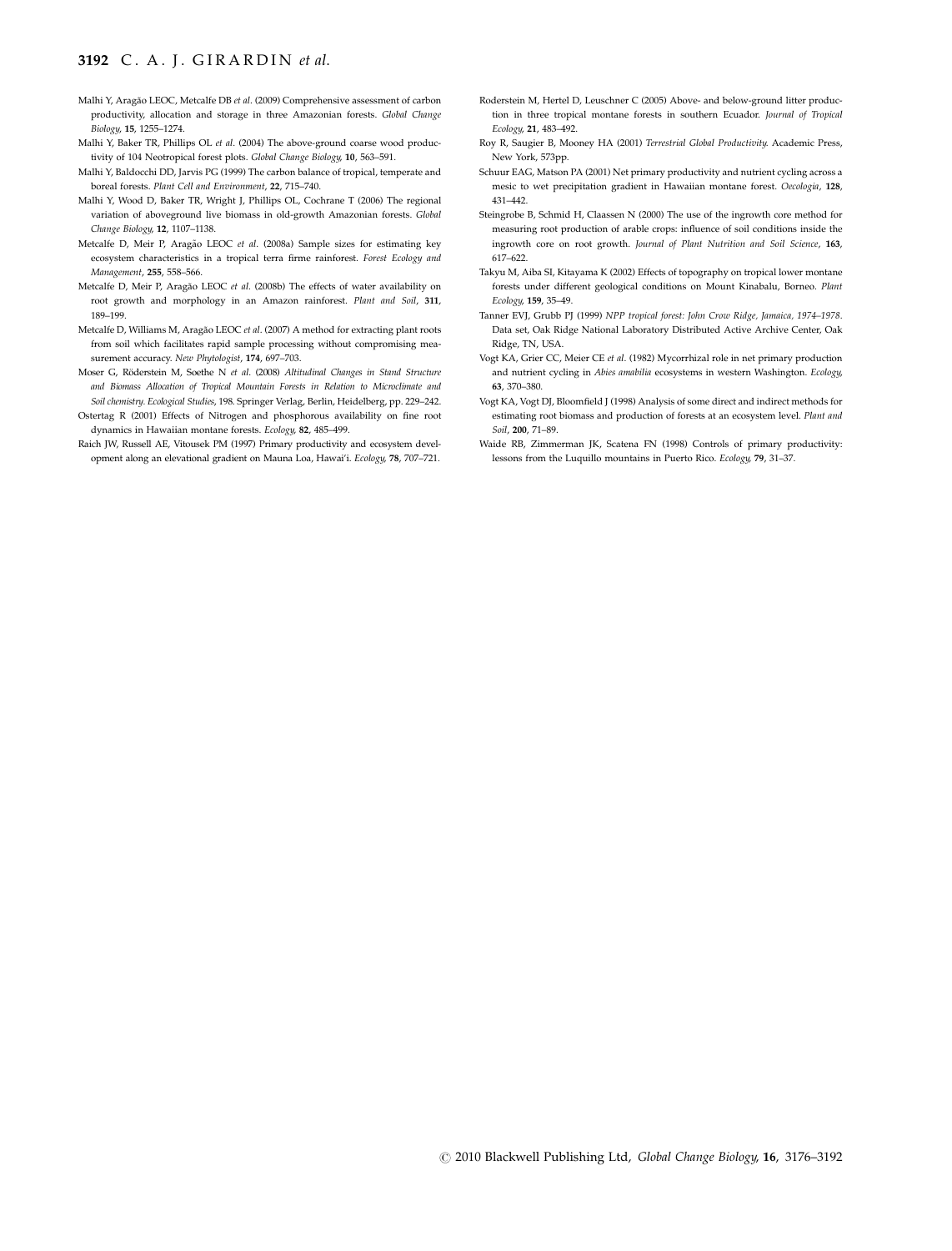Malhi Y, Aragão LEOC, Metcalfe DB *et al*. (2009) Comprehensive assessment of carbon productivity, allocation and storage in three Amazonian forests. *Global Change Biology*, **15**, 1255–1274.

Malhi Y, Baker TR, Phillips OL *et al*. (2004) The above-ground coarse wood productivity of 104 Neotropical forest plots. *Global Change Biology*, **10**, 563–591.

Malhi Y, Baldocchi DD, Jarvis PG (1999) The carbon balance of tropical, temperate and boreal forests. *Plant Cell and Environment*, **22**, 715–740.

Malhi Y, Wood D, Baker TR, Wright J, Phillips OL, Cochrane T (2006) The regional variation of aboveground live biomass in old-growth Amazonian forests. *Global Change Biology*, **12**, 1107–1138.

Metcalfe D, Meir P, Aragão LEOC *et al*. (2008a) Sample sizes for estimating key ecosystem characteristics in a tropical terra firme rainforest. *Forest Ecology and Management*, **255**, 558–566.

Metcalfe D, Meir P, Aragão LEOC *et al*. (2008b) The effects of water availability on root growth and morphology in an Amazon rainforest. *Plant and Soil*, **311**, 189–199.

Metcalfe D, Williams M, Aragão LEOC *et al*. (2007) A method for extracting plant roots from soil which facilitates rapid sample processing without compromising measurement accuracy. *New Phytologist*, **174**, 697–703.

Moser G, Röderstein M, Soethe N *et al*. (2008) *Altitudinal Changes in Stand Structure and Biomass Allocation of Tropical Mountain Forests in Relation to Microclimate and Soil chemistry. Ecological Studies*, 198. Springer Verlag, Berlin, Heidelberg, pp. 229–242.

Ostertag R (2001) Effects of Nitrogen and phosphorous availability on fine root dynamics in Hawaiian montane forests. *Ecology*, **82**, 485–499.

Raich JW, Russell AE, Vitousek PM (1997) Primary productivity and ecosystem development along an elevational gradient on Mauna Loa, Hawai'i. *Ecology*, **78**, 707–721.

Roderstein M, Hertel D, Leuschner C (2005) Above- and below-ground litter production in three tropical montane forests in southern Ecuador. *Journal of Tropical Ecology*, **21**, 483–492.

Roy R, Saugier B, Mooney HA (2001) *Terrestrial Global Productivity*. Academic Press, New York, 573pp.

Schuur EAG, Matson PA (2001) Net primary productivity and nutrient cycling across a mesic to wet precipitation gradient in Hawaiian montane forest. *Oecologia*, **128**, 431–442.

Steingrobe B, Schmid H, Claassen N (2000) The use of the ingrowth core method for measuring root production of arable crops: influence of soil conditions inside the ingrowth core on root growth. *Journal of Plant Nutrition and Soil Science*, **163**, 617–622.

Takyu M, Aiba SI, Kitayama K (2002) Effects of topography on tropical lower montane forests under different geological conditions on Mount Kinabalu, Borneo. *Plant Ecology*, **159**, 35–49.

Tanner EVJ, Grubb PJ (1999) *NPP tropical forest: John Crow Ridge, Jamaica, 1974–1978*. Data set, Oak Ridge National Laboratory Distributed Active Archive Center, Oak Ridge, TN, USA.

Vogt KA, Grier CC, Meier CE *et al*. (1982) Mycorrhizal role in net primary production and nutrient cycling in *Abies amabilia* ecosystems in western Washington. *Ecology*, **63**, 370–380.

Vogt KA, Vogt DJ, Bloomfield J (1998) Analysis of some direct and indirect methods for estimating root biomass and production of forests at an ecosystem level. *Plant and Soil*, **200**, 71–89.

Waide RB, Zimmerman JK, Scatena FN (1998) Controls of primary productivity: lessons from the Luquillo mountains in Puerto Rico. *Ecology*, **79**, 31–37.